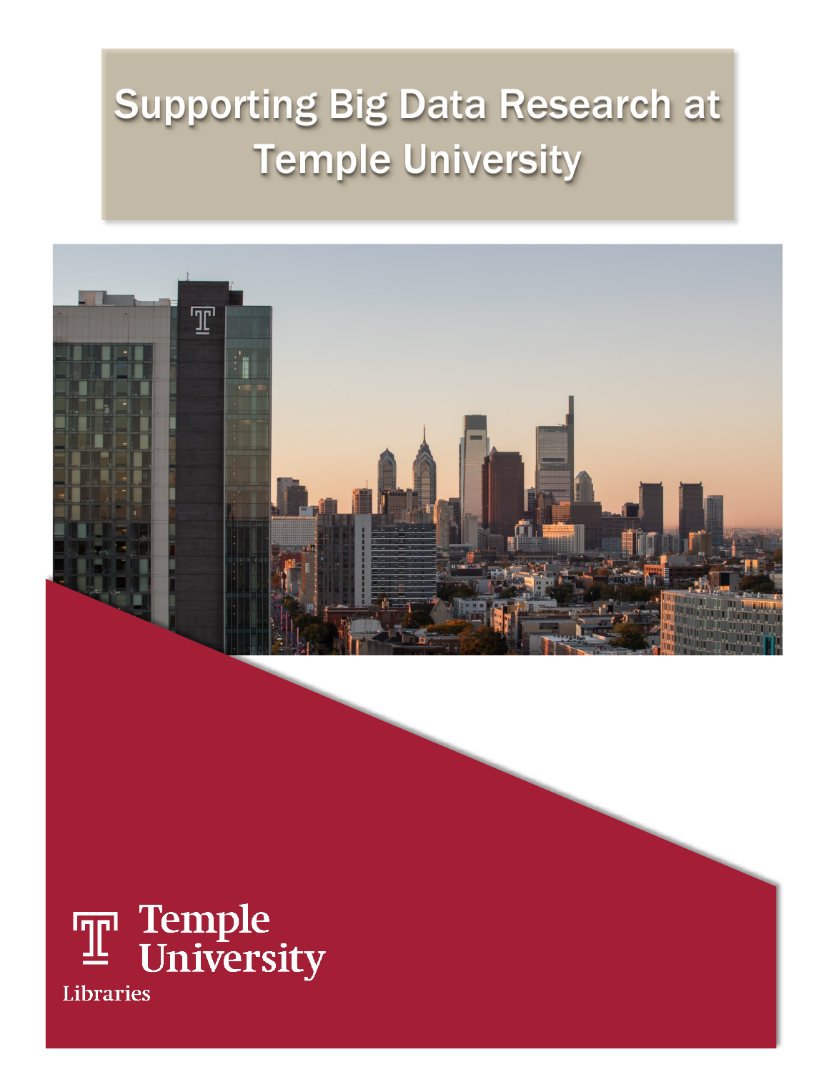# Supporting Big Data Research at Temple University

Temple University

Libraries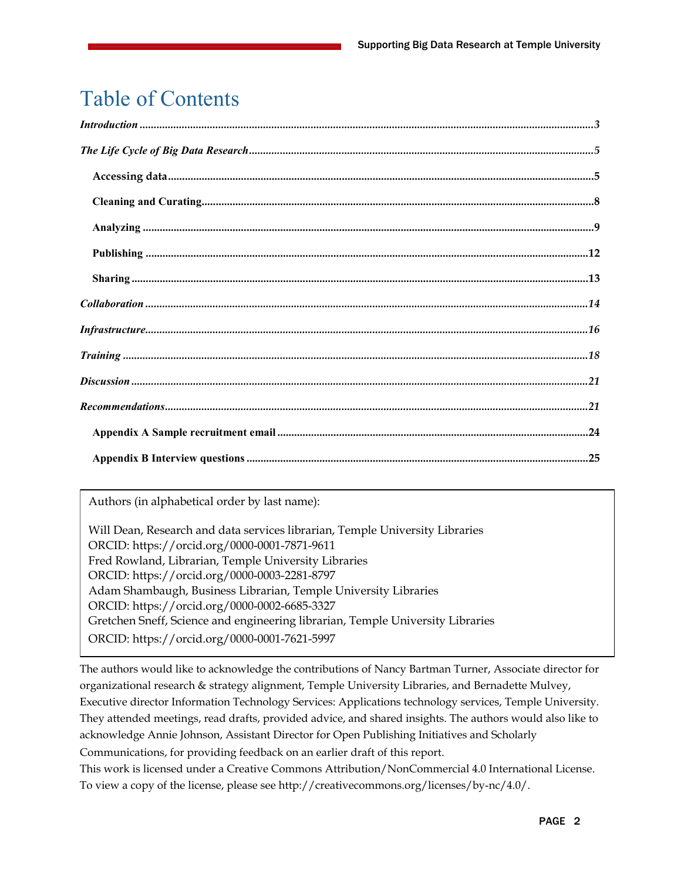# Table of Contents

*Introduction* ..... 3

*The Life Cycle of Big Data Research* ..... 5

- **Accessing data** ..... 5
- **Cleaning and Curating** ..... 8
- **Analyzing** ..... 9
- **Publishing** ..... 12
- **Sharing** ..... 13

*Collaboration* ..... 14

*Infrastructure* ..... 16

*Training* ..... 18

*Discussion* ..... 21

*Recommendations* ..... 21

- **Appendix A Sample recruitment email** ..... 24
- **Appendix B Interview questions** ..... 25

---

Authors (in alphabetical order by last name):

Will Dean, Research and data services librarian, Temple University Libraries
ORCID: https://orcid.org/0000-0001-7871-9611
Fred Rowland, Librarian, Temple University Libraries
ORCID: https://orcid.org/0000-0003-2281-8797
Adam Shambaugh, Business Librarian, Temple University Libraries
ORCID: https://orcid.org/0000-0002-6685-3327
Gretchen Sneff, Science and engineering librarian, Temple University Libraries
ORCID: https://orcid.org/0000-0001-7621-5997

---

The authors would like to acknowledge the contributions of Nancy Bartman Turner, Associate director for organizational research & strategy alignment, Temple University Libraries, and Bernadette Mulvey, Executive director Information Technology Services: Applications technology services, Temple University. They attended meetings, read drafts, provided advice, and shared insights. The authors would also like to acknowledge Annie Johnson, Assistant Director for Open Publishing Initiatives and Scholarly Communications, for providing feedback on an earlier draft of this report.

This work is licensed under a Creative Commons Attribution/NonCommercial 4.0 International License. To view a copy of the license, please see http://creativecommons.org/licenses/by-nc/4.0/.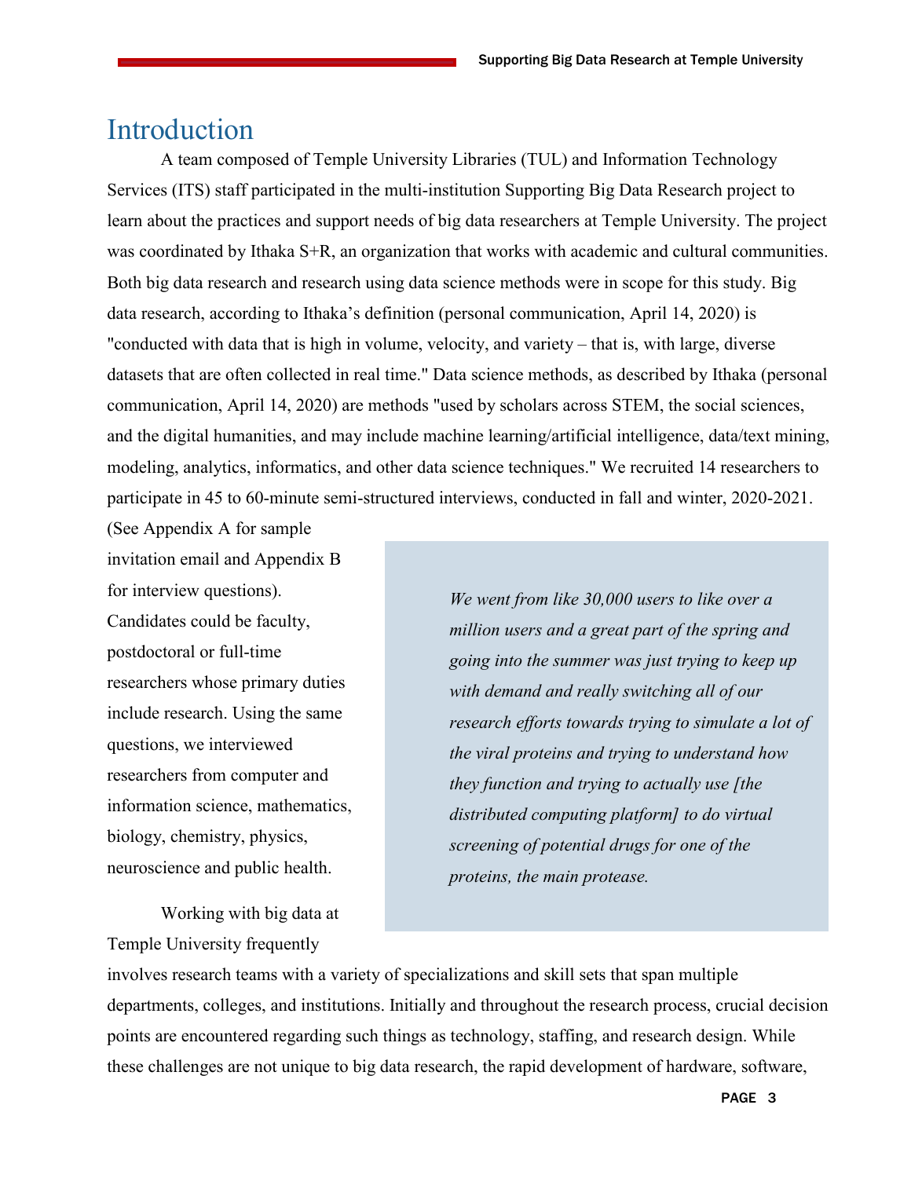# Introduction

A team composed of Temple University Libraries (TUL) and Information Technology Services (ITS) staff participated in the multi-institution Supporting Big Data Research project to learn about the practices and support needs of big data researchers at Temple University. The project was coordinated by Ithaka S+R, an organization that works with academic and cultural communities. Both big data research and research using data science methods were in scope for this study. Big data research, according to Ithaka's definition (personal communication, April 14, 2020) is "conducted with data that is high in volume, velocity, and variety – that is, with large, diverse datasets that are often collected in real time." Data science methods, as described by Ithaka (personal communication, April 14, 2020) are methods "used by scholars across STEM, the social sciences, and the digital humanities, and may include machine learning/artificial intelligence, data/text mining, modeling, analytics, informatics, and other data science techniques." We recruited 14 researchers to participate in 45 to 60-minute semi-structured interviews, conducted in fall and winter, 2020-2021. (See Appendix A for sample invitation email and Appendix B for interview questions). Candidates could be faculty, postdoctoral or full-time researchers whose primary duties include research. Using the same questions, we interviewed researchers from computer and information science, mathematics, biology, chemistry, physics, neuroscience and public health.

> *We went from like 30,000 users to like over a million users and a great part of the spring and going into the summer was just trying to keep up with demand and really switching all of our research efforts towards trying to simulate a lot of the viral proteins and trying to understand how they function and trying to actually use [the distributed computing platform] to do virtual screening of potential drugs for one of the proteins, the main protease.*

Working with big data at Temple University frequently involves research teams with a variety of specializations and skill sets that span multiple departments, colleges, and institutions. Initially and throughout the research process, crucial decision points are encountered regarding such things as technology, staffing, and research design. While these challenges are not unique to big data research, the rapid development of hardware, software,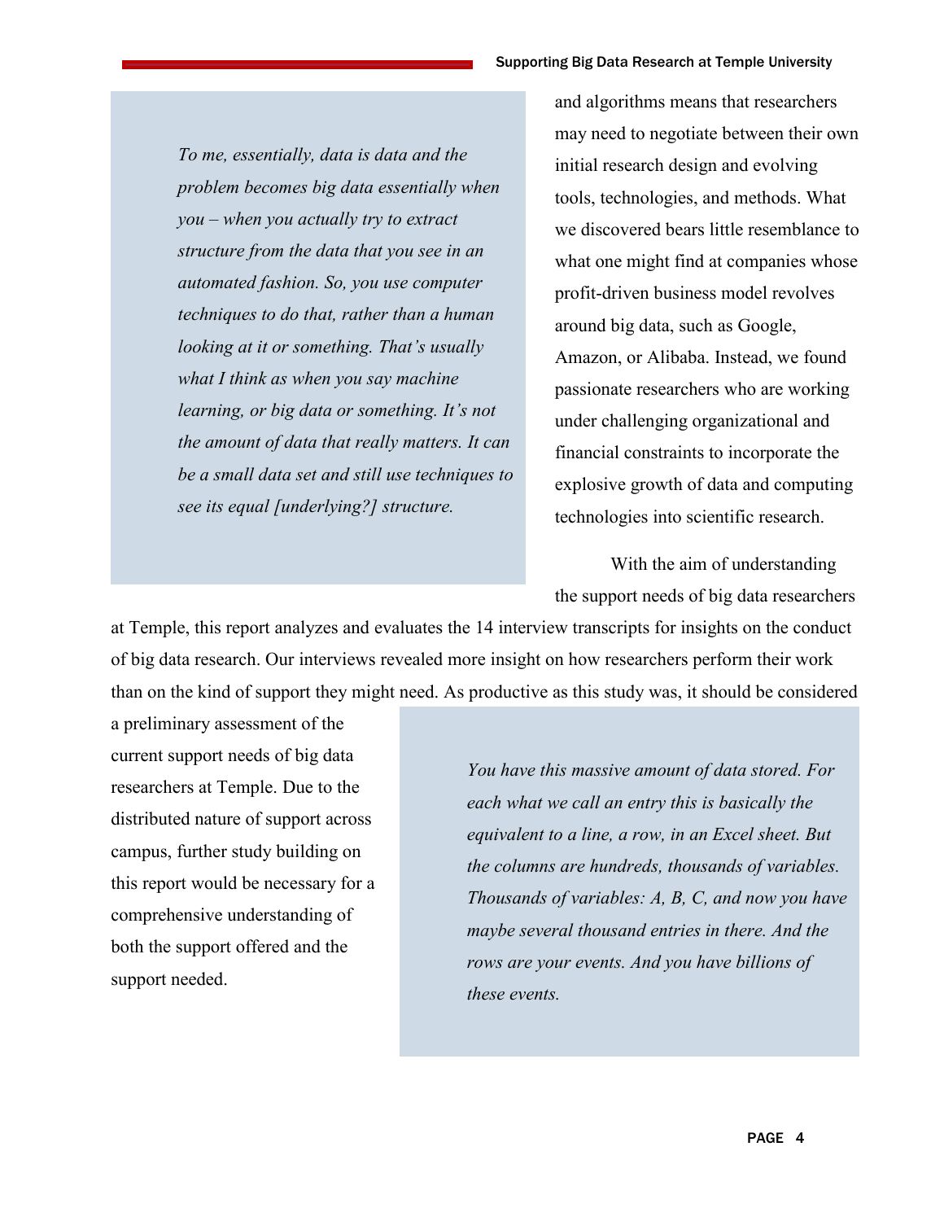*To me, essentially, data is data and the problem becomes big data essentially when you – when you actually try to extract structure from the data that you see in an automated fashion. So, you use computer techniques to do that, rather than a human looking at it or something. That's usually what I think as when you say machine learning, or big data or something. It's not the amount of data that really matters. It can be a small data set and still use techniques to see its equal [underlying?] structure.*

and algorithms means that researchers may need to negotiate between their own initial research design and evolving tools, technologies, and methods. What we discovered bears little resemblance to what one might find at companies whose profit-driven business model revolves around big data, such as Google, Amazon, or Alibaba. Instead, we found passionate researchers who are working under challenging organizational and financial constraints to incorporate the explosive growth of data and computing technologies into scientific research.

With the aim of understanding the support needs of big data researchers at Temple, this report analyzes and evaluates the 14 interview transcripts for insights on the conduct of big data research. Our interviews revealed more insight on how researchers perform their work than on the kind of support they might need. As productive as this study was, it should be considered a preliminary assessment of the current support needs of big data researchers at Temple. Due to the distributed nature of support across campus, further study building on this report would be necessary for a comprehensive understanding of both the support offered and the support needed.

*You have this massive amount of data stored. For each what we call an entry this is basically the equivalent to a line, a row, in an Excel sheet. But the columns are hundreds, thousands of variables. Thousands of variables: A, B, C, and now you have maybe several thousand entries in there. And the rows are your events. And you have billions of these events.*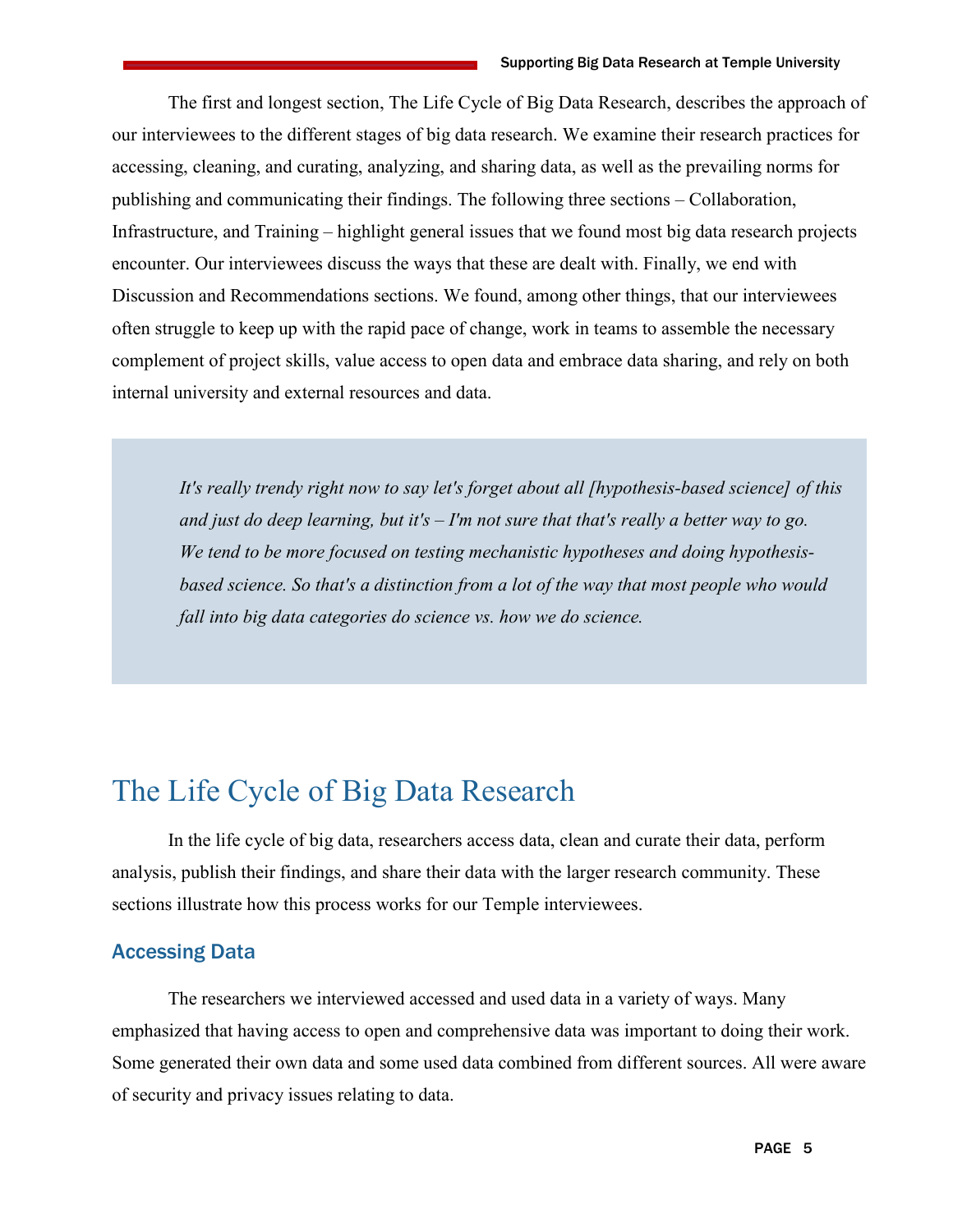The first and longest section, The Life Cycle of Big Data Research, describes the approach of our interviewees to the different stages of big data research. We examine their research practices for accessing, cleaning, and curating, analyzing, and sharing data, as well as the prevailing norms for publishing and communicating their findings. The following three sections – Collaboration, Infrastructure, and Training – highlight general issues that we found most big data research projects encounter. Our interviewees discuss the ways that these are dealt with. Finally, we end with Discussion and Recommendations sections. We found, among other things, that our interviewees often struggle to keep up with the rapid pace of change, work in teams to assemble the necessary complement of project skills, value access to open data and embrace data sharing, and rely on both internal university and external resources and data.

> *It's really trendy right now to say let's forget about all [hypothesis-based science] of this and just do deep learning, but it's – I'm not sure that that's really a better way to go. We tend to be more focused on testing mechanistic hypotheses and doing hypothesis-based science. So that's a distinction from a lot of the way that most people who would fall into big data categories do science vs. how we do science.*

# The Life Cycle of Big Data Research

In the life cycle of big data, researchers access data, clean and curate their data, perform analysis, publish their findings, and share their data with the larger research community. These sections illustrate how this process works for our Temple interviewees.

## Accessing Data

The researchers we interviewed accessed and used data in a variety of ways. Many emphasized that having access to open and comprehensive data was important to doing their work. Some generated their own data and some used data combined from different sources. All were aware of security and privacy issues relating to data.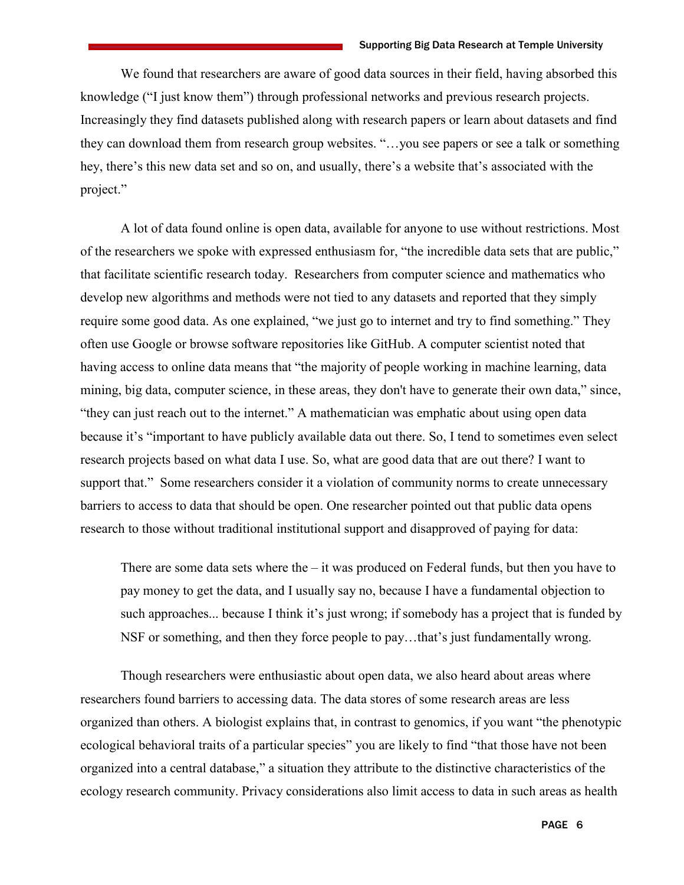We found that researchers are aware of good data sources in their field, having absorbed this knowledge ("I just know them") through professional networks and previous research projects. Increasingly they find datasets published along with research papers or learn about datasets and find they can download them from research group websites. "…you see papers or see a talk or something hey, there's this new data set and so on, and usually, there's a website that's associated with the project."

A lot of data found online is open data, available for anyone to use without restrictions. Most of the researchers we spoke with expressed enthusiasm for, "the incredible data sets that are public," that facilitate scientific research today. Researchers from computer science and mathematics who develop new algorithms and methods were not tied to any datasets and reported that they simply require some good data. As one explained, "we just go to internet and try to find something." They often use Google or browse software repositories like GitHub. A computer scientist noted that having access to online data means that "the majority of people working in machine learning, data mining, big data, computer science, in these areas, they don't have to generate their own data," since, "they can just reach out to the internet." A mathematician was emphatic about using open data because it's "important to have publicly available data out there. So, I tend to sometimes even select research projects based on what data I use. So, what are good data that are out there? I want to support that." Some researchers consider it a violation of community norms to create unnecessary barriers to access to data that should be open. One researcher pointed out that public data opens research to those without traditional institutional support and disapproved of paying for data:

> There are some data sets where the – it was produced on Federal funds, but then you have to pay money to get the data, and I usually say no, because I have a fundamental objection to such approaches... because I think it's just wrong; if somebody has a project that is funded by NSF or something, and then they force people to pay…that's just fundamentally wrong.

Though researchers were enthusiastic about open data, we also heard about areas where researchers found barriers to accessing data. The data stores of some research areas are less organized than others. A biologist explains that, in contrast to genomics, if you want "the phenotypic ecological behavioral traits of a particular species" you are likely to find "that those have not been organized into a central database," a situation they attribute to the distinctive characteristics of the ecology research community. Privacy considerations also limit access to data in such areas as health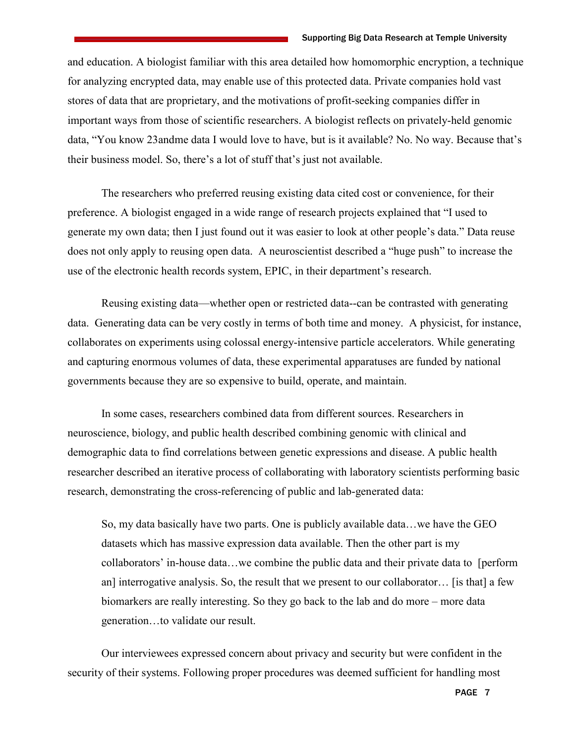and education. A biologist familiar with this area detailed how homomorphic encryption, a technique for analyzing encrypted data, may enable use of this protected data. Private companies hold vast stores of data that are proprietary, and the motivations of profit-seeking companies differ in important ways from those of scientific researchers. A biologist reflects on privately-held genomic data, "You know 23andme data I would love to have, but is it available? No. No way. Because that's their business model. So, there's a lot of stuff that's just not available.

The researchers who preferred reusing existing data cited cost or convenience, for their preference. A biologist engaged in a wide range of research projects explained that "I used to generate my own data; then I just found out it was easier to look at other people's data." Data reuse does not only apply to reusing open data. A neuroscientist described a "huge push" to increase the use of the electronic health records system, EPIC, in their department's research.

Reusing existing data—whether open or restricted data--can be contrasted with generating data. Generating data can be very costly in terms of both time and money. A physicist, for instance, collaborates on experiments using colossal energy-intensive particle accelerators. While generating and capturing enormous volumes of data, these experimental apparatuses are funded by national governments because they are so expensive to build, operate, and maintain.

In some cases, researchers combined data from different sources. Researchers in neuroscience, biology, and public health described combining genomic with clinical and demographic data to find correlations between genetic expressions and disease. A public health researcher described an iterative process of collaborating with laboratory scientists performing basic research, demonstrating the cross-referencing of public and lab-generated data:

> So, my data basically have two parts. One is publicly available data…we have the GEO datasets which has massive expression data available. Then the other part is my collaborators' in-house data…we combine the public data and their private data to [perform an] interrogative analysis. So, the result that we present to our collaborator… [is that] a few biomarkers are really interesting. So they go back to the lab and do more – more data generation…to validate our result.

Our interviewees expressed concern about privacy and security but were confident in the security of their systems. Following proper procedures was deemed sufficient for handling most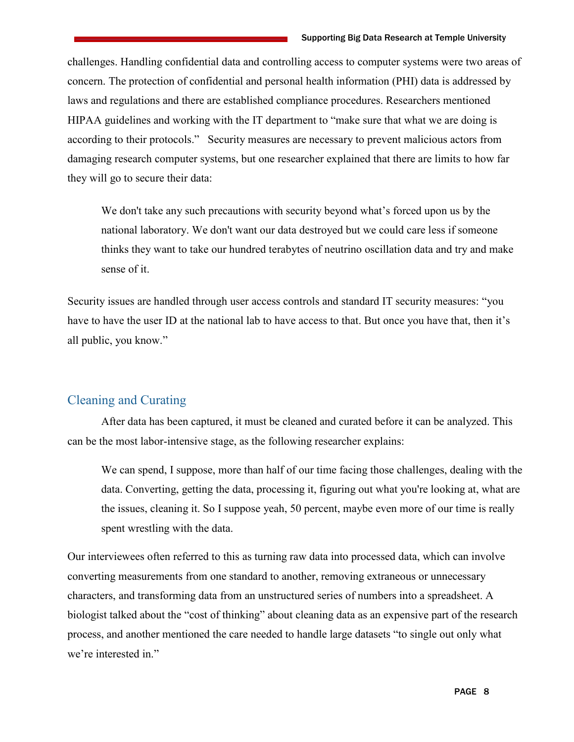challenges. Handling confidential data and controlling access to computer systems were two areas of concern. The protection of confidential and personal health information (PHI) data is addressed by laws and regulations and there are established compliance procedures. Researchers mentioned HIPAA guidelines and working with the IT department to "make sure that what we are doing is according to their protocols." Security measures are necessary to prevent malicious actors from damaging research computer systems, but one researcher explained that there are limits to how far they will go to secure their data:

> We don't take any such precautions with security beyond what's forced upon us by the national laboratory. We don't want our data destroyed but we could care less if someone thinks they want to take our hundred terabytes of neutrino oscillation data and try and make sense of it.

Security issues are handled through user access controls and standard IT security measures: "you have to have the user ID at the national lab to have access to that. But once you have that, then it's all public, you know."

## Cleaning and Curating

After data has been captured, it must be cleaned and curated before it can be analyzed. This can be the most labor-intensive stage, as the following researcher explains:

> We can spend, I suppose, more than half of our time facing those challenges, dealing with the data. Converting, getting the data, processing it, figuring out what you're looking at, what are the issues, cleaning it. So I suppose yeah, 50 percent, maybe even more of our time is really spent wrestling with the data.

Our interviewees often referred to this as turning raw data into processed data, which can involve converting measurements from one standard to another, removing extraneous or unnecessary characters, and transforming data from an unstructured series of numbers into a spreadsheet. A biologist talked about the "cost of thinking" about cleaning data as an expensive part of the research process, and another mentioned the care needed to handle large datasets "to single out only what we're interested in."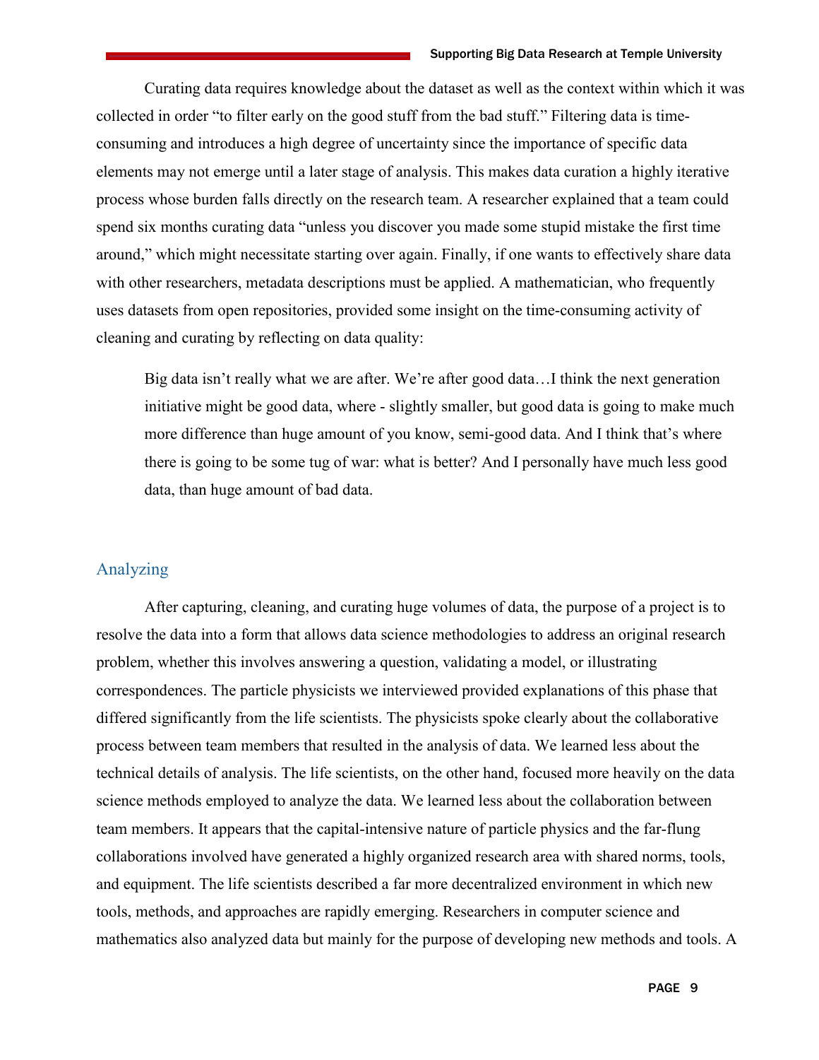Curating data requires knowledge about the dataset as well as the context within which it was collected in order "to filter early on the good stuff from the bad stuff." Filtering data is time-consuming and introduces a high degree of uncertainty since the importance of specific data elements may not emerge until a later stage of analysis. This makes data curation a highly iterative process whose burden falls directly on the research team. A researcher explained that a team could spend six months curating data "unless you discover you made some stupid mistake the first time around," which might necessitate starting over again. Finally, if one wants to effectively share data with other researchers, metadata descriptions must be applied. A mathematician, who frequently uses datasets from open repositories, provided some insight on the time-consuming activity of cleaning and curating by reflecting on data quality:

> Big data isn't really what we are after. We're after good data…I think the next generation initiative might be good data, where - slightly smaller, but good data is going to make much more difference than huge amount of you know, semi-good data. And I think that's where there is going to be some tug of war: what is better? And I personally have much less good data, than huge amount of bad data.

## Analyzing

After capturing, cleaning, and curating huge volumes of data, the purpose of a project is to resolve the data into a form that allows data science methodologies to address an original research problem, whether this involves answering a question, validating a model, or illustrating correspondences. The particle physicists we interviewed provided explanations of this phase that differed significantly from the life scientists. The physicists spoke clearly about the collaborative process between team members that resulted in the analysis of data. We learned less about the technical details of analysis. The life scientists, on the other hand, focused more heavily on the data science methods employed to analyze the data. We learned less about the collaboration between team members. It appears that the capital-intensive nature of particle physics and the far-flung collaborations involved have generated a highly organized research area with shared norms, tools, and equipment. The life scientists described a far more decentralized environment in which new tools, methods, and approaches are rapidly emerging. Researchers in computer science and mathematics also analyzed data but mainly for the purpose of developing new methods and tools. A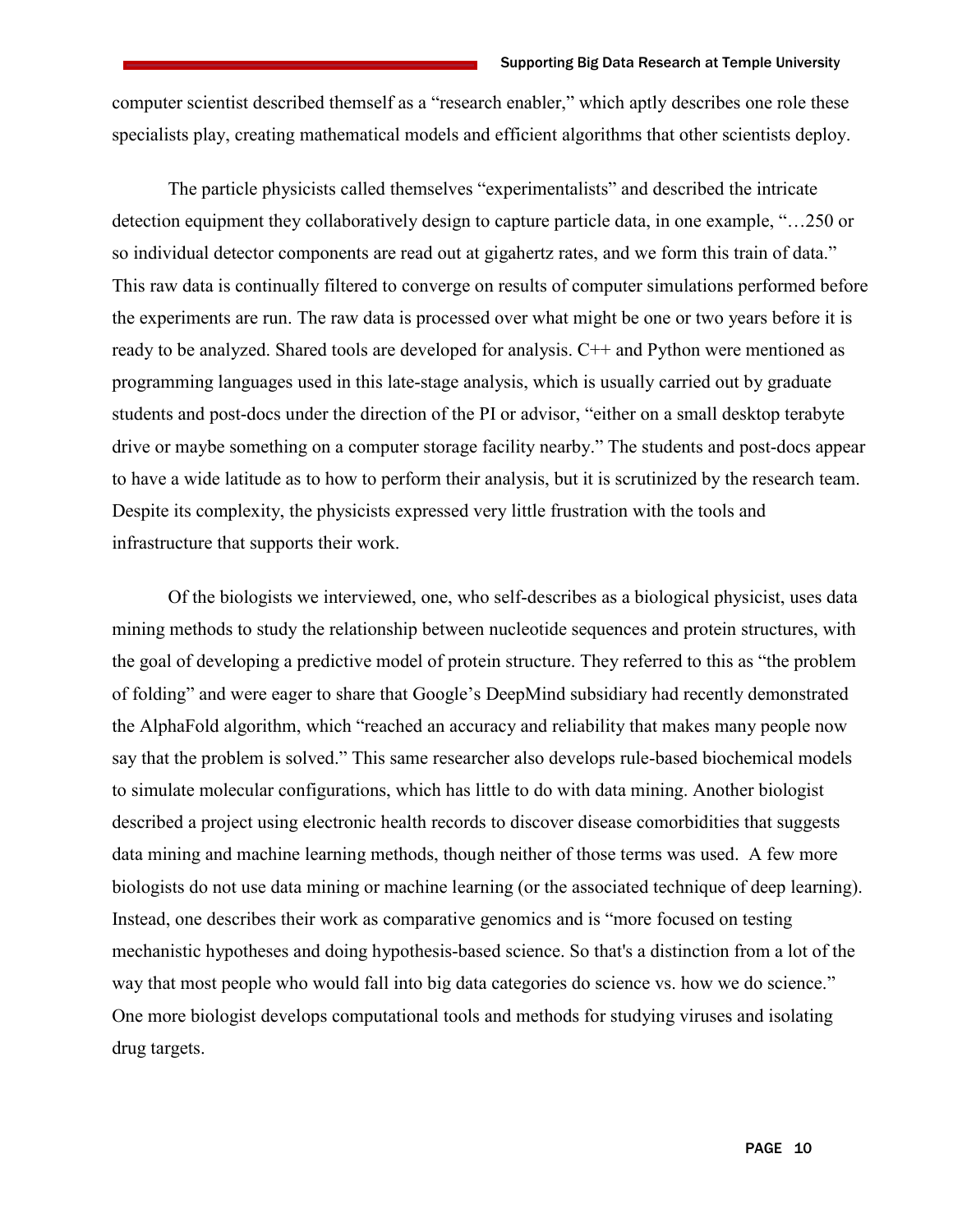computer scientist described themself as a "research enabler," which aptly describes one role these specialists play, creating mathematical models and efficient algorithms that other scientists deploy.

The particle physicists called themselves "experimentalists" and described the intricate detection equipment they collaboratively design to capture particle data, in one example, "…250 or so individual detector components are read out at gigahertz rates, and we form this train of data." This raw data is continually filtered to converge on results of computer simulations performed before the experiments are run. The raw data is processed over what might be one or two years before it is ready to be analyzed. Shared tools are developed for analysis. C++ and Python were mentioned as programming languages used in this late-stage analysis, which is usually carried out by graduate students and post-docs under the direction of the PI or advisor, "either on a small desktop terabyte drive or maybe something on a computer storage facility nearby." The students and post-docs appear to have a wide latitude as to how to perform their analysis, but it is scrutinized by the research team. Despite its complexity, the physicists expressed very little frustration with the tools and infrastructure that supports their work.

Of the biologists we interviewed, one, who self-describes as a biological physicist, uses data mining methods to study the relationship between nucleotide sequences and protein structures, with the goal of developing a predictive model of protein structure. They referred to this as "the problem of folding" and were eager to share that Google's DeepMind subsidiary had recently demonstrated the AlphaFold algorithm, which "reached an accuracy and reliability that makes many people now say that the problem is solved." This same researcher also develops rule-based biochemical models to simulate molecular configurations, which has little to do with data mining. Another biologist described a project using electronic health records to discover disease comorbidities that suggests data mining and machine learning methods, though neither of those terms was used. A few more biologists do not use data mining or machine learning (or the associated technique of deep learning). Instead, one describes their work as comparative genomics and is "more focused on testing mechanistic hypotheses and doing hypothesis-based science. So that's a distinction from a lot of the way that most people who would fall into big data categories do science vs. how we do science." One more biologist develops computational tools and methods for studying viruses and isolating drug targets.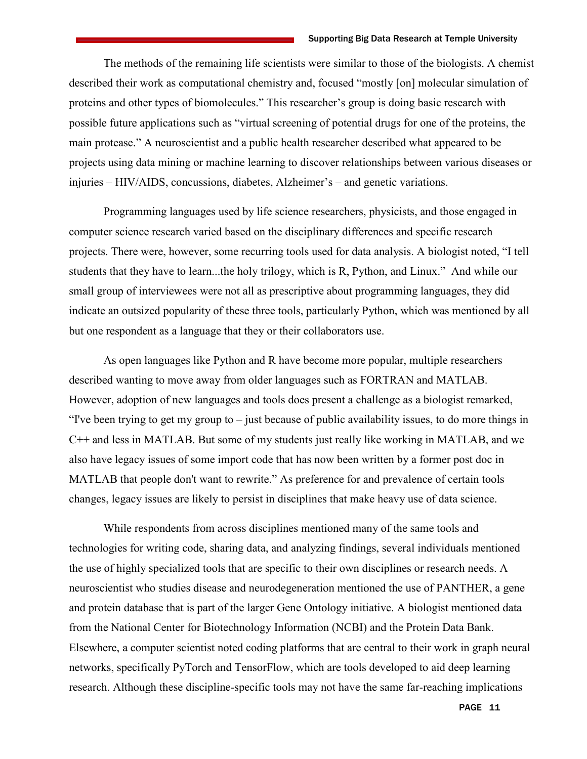The methods of the remaining life scientists were similar to those of the biologists. A chemist described their work as computational chemistry and, focused "mostly [on] molecular simulation of proteins and other types of biomolecules." This researcher's group is doing basic research with possible future applications such as "virtual screening of potential drugs for one of the proteins, the main protease." A neuroscientist and a public health researcher described what appeared to be projects using data mining or machine learning to discover relationships between various diseases or injuries – HIV/AIDS, concussions, diabetes, Alzheimer's – and genetic variations.

Programming languages used by life science researchers, physicists, and those engaged in computer science research varied based on the disciplinary differences and specific research projects. There were, however, some recurring tools used for data analysis. A biologist noted, "I tell students that they have to learn...the holy trilogy, which is R, Python, and Linux." And while our small group of interviewees were not all as prescriptive about programming languages, they did indicate an outsized popularity of these three tools, particularly Python, which was mentioned by all but one respondent as a language that they or their collaborators use.

As open languages like Python and R have become more popular, multiple researchers described wanting to move away from older languages such as FORTRAN and MATLAB. However, adoption of new languages and tools does present a challenge as a biologist remarked, "I've been trying to get my group to – just because of public availability issues, to do more things in C++ and less in MATLAB. But some of my students just really like working in MATLAB, and we also have legacy issues of some import code that has now been written by a former post doc in MATLAB that people don't want to rewrite." As preference for and prevalence of certain tools changes, legacy issues are likely to persist in disciplines that make heavy use of data science.

While respondents from across disciplines mentioned many of the same tools and technologies for writing code, sharing data, and analyzing findings, several individuals mentioned the use of highly specialized tools that are specific to their own disciplines or research needs. A neuroscientist who studies disease and neurodegeneration mentioned the use of PANTHER, a gene and protein database that is part of the larger Gene Ontology initiative. A biologist mentioned data from the National Center for Biotechnology Information (NCBI) and the Protein Data Bank. Elsewhere, a computer scientist noted coding platforms that are central to their work in graph neural networks, specifically PyTorch and TensorFlow, which are tools developed to aid deep learning research. Although these discipline-specific tools may not have the same far-reaching implications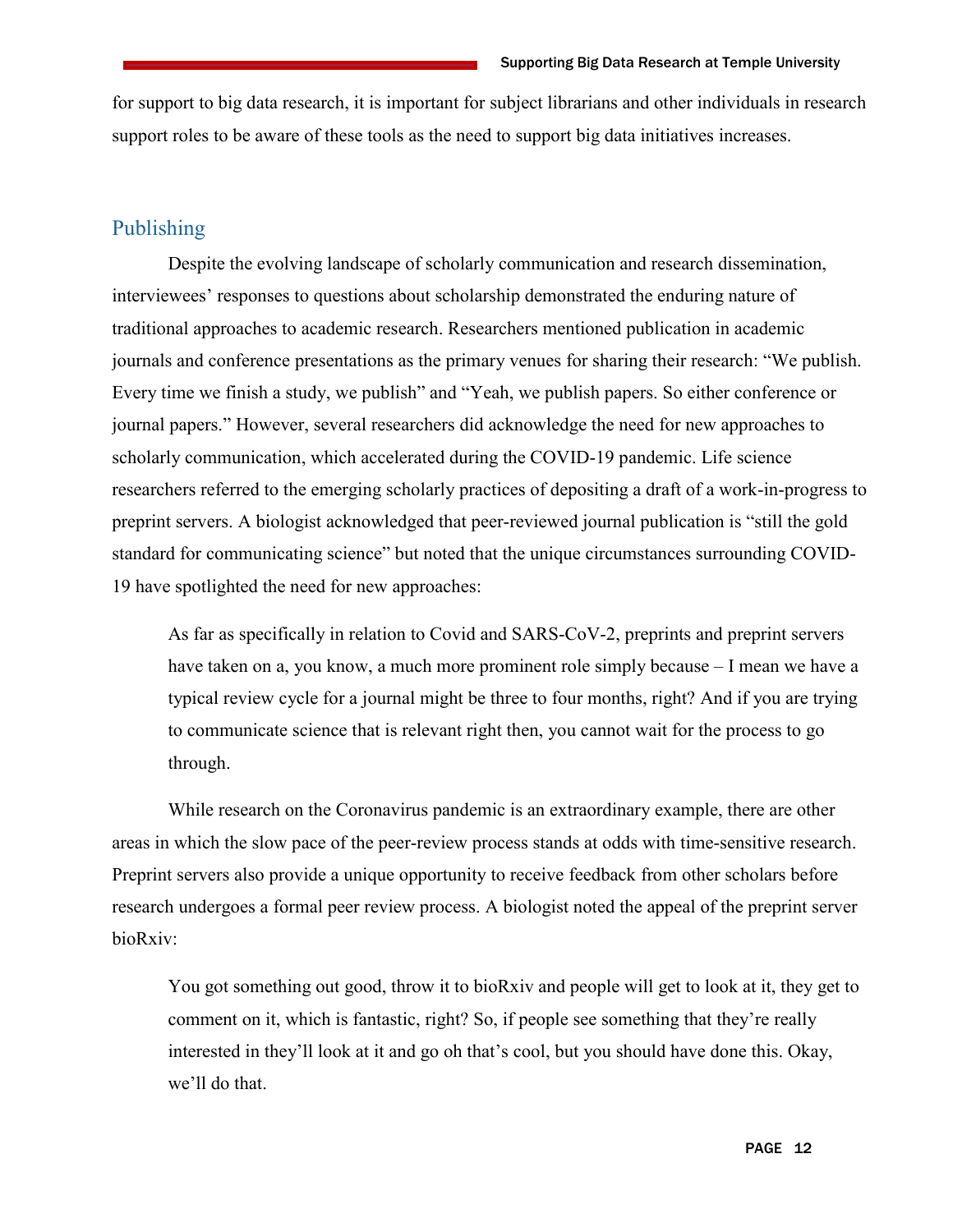for support to big data research, it is important for subject librarians and other individuals in research support roles to be aware of these tools as the need to support big data initiatives increases.

## Publishing

Despite the evolving landscape of scholarly communication and research dissemination, interviewees' responses to questions about scholarship demonstrated the enduring nature of traditional approaches to academic research. Researchers mentioned publication in academic journals and conference presentations as the primary venues for sharing their research: "We publish. Every time we finish a study, we publish" and "Yeah, we publish papers. So either conference or journal papers." However, several researchers did acknowledge the need for new approaches to scholarly communication, which accelerated during the COVID-19 pandemic. Life science researchers referred to the emerging scholarly practices of depositing a draft of a work-in-progress to preprint servers. A biologist acknowledged that peer-reviewed journal publication is "still the gold standard for communicating science" but noted that the unique circumstances surrounding COVID-19 have spotlighted the need for new approaches:

> As far as specifically in relation to Covid and SARS-CoV-2, preprints and preprint servers have taken on a, you know, a much more prominent role simply because – I mean we have a typical review cycle for a journal might be three to four months, right? And if you are trying to communicate science that is relevant right then, you cannot wait for the process to go through.

While research on the Coronavirus pandemic is an extraordinary example, there are other areas in which the slow pace of the peer-review process stands at odds with time-sensitive research. Preprint servers also provide a unique opportunity to receive feedback from other scholars before research undergoes a formal peer review process. A biologist noted the appeal of the preprint server bioRxiv:

> You got something out good, throw it to bioRxiv and people will get to look at it, they get to comment on it, which is fantastic, right? So, if people see something that they're really interested in they'll look at it and go oh that's cool, but you should have done this. Okay, we'll do that.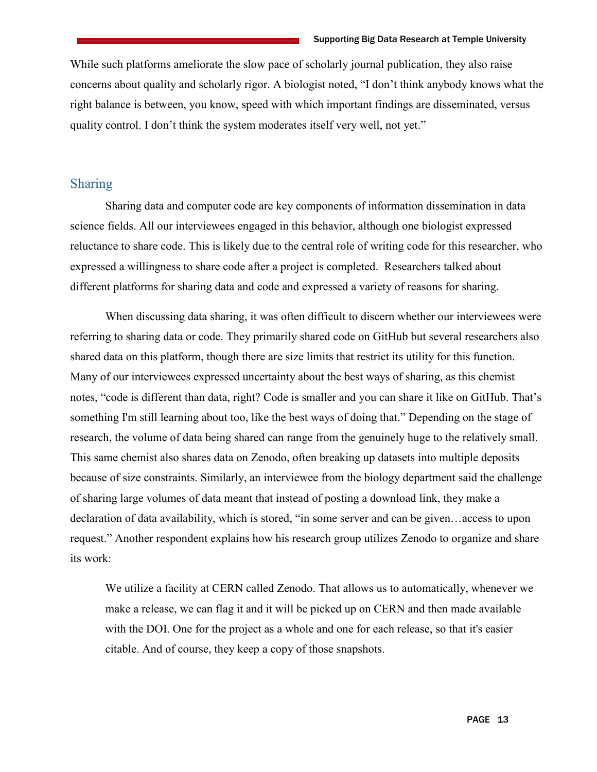While such platforms ameliorate the slow pace of scholarly journal publication, they also raise concerns about quality and scholarly rigor. A biologist noted, "I don't think anybody knows what the right balance is between, you know, speed with which important findings are disseminated, versus quality control. I don't think the system moderates itself very well, not yet."

## Sharing

Sharing data and computer code are key components of information dissemination in data science fields. All our interviewees engaged in this behavior, although one biologist expressed reluctance to share code. This is likely due to the central role of writing code for this researcher, who expressed a willingness to share code after a project is completed. Researchers talked about different platforms for sharing data and code and expressed a variety of reasons for sharing.

When discussing data sharing, it was often difficult to discern whether our interviewees were referring to sharing data or code. They primarily shared code on GitHub but several researchers also shared data on this platform, though there are size limits that restrict its utility for this function. Many of our interviewees expressed uncertainty about the best ways of sharing, as this chemist notes, "code is different than data, right? Code is smaller and you can share it like on GitHub. That's something I'm still learning about too, like the best ways of doing that." Depending on the stage of research, the volume of data being shared can range from the genuinely huge to the relatively small. This same chemist also shares data on Zenodo, often breaking up datasets into multiple deposits because of size constraints. Similarly, an interviewee from the biology department said the challenge of sharing large volumes of data meant that instead of posting a download link, they make a declaration of data availability, which is stored, "in some server and can be given…access to upon request." Another respondent explains how his research group utilizes Zenodo to organize and share its work:

> We utilize a facility at CERN called Zenodo. That allows us to automatically, whenever we make a release, we can flag it and it will be picked up on CERN and then made available with the DOI. One for the project as a whole and one for each release, so that it's easier citable. And of course, they keep a copy of those snapshots.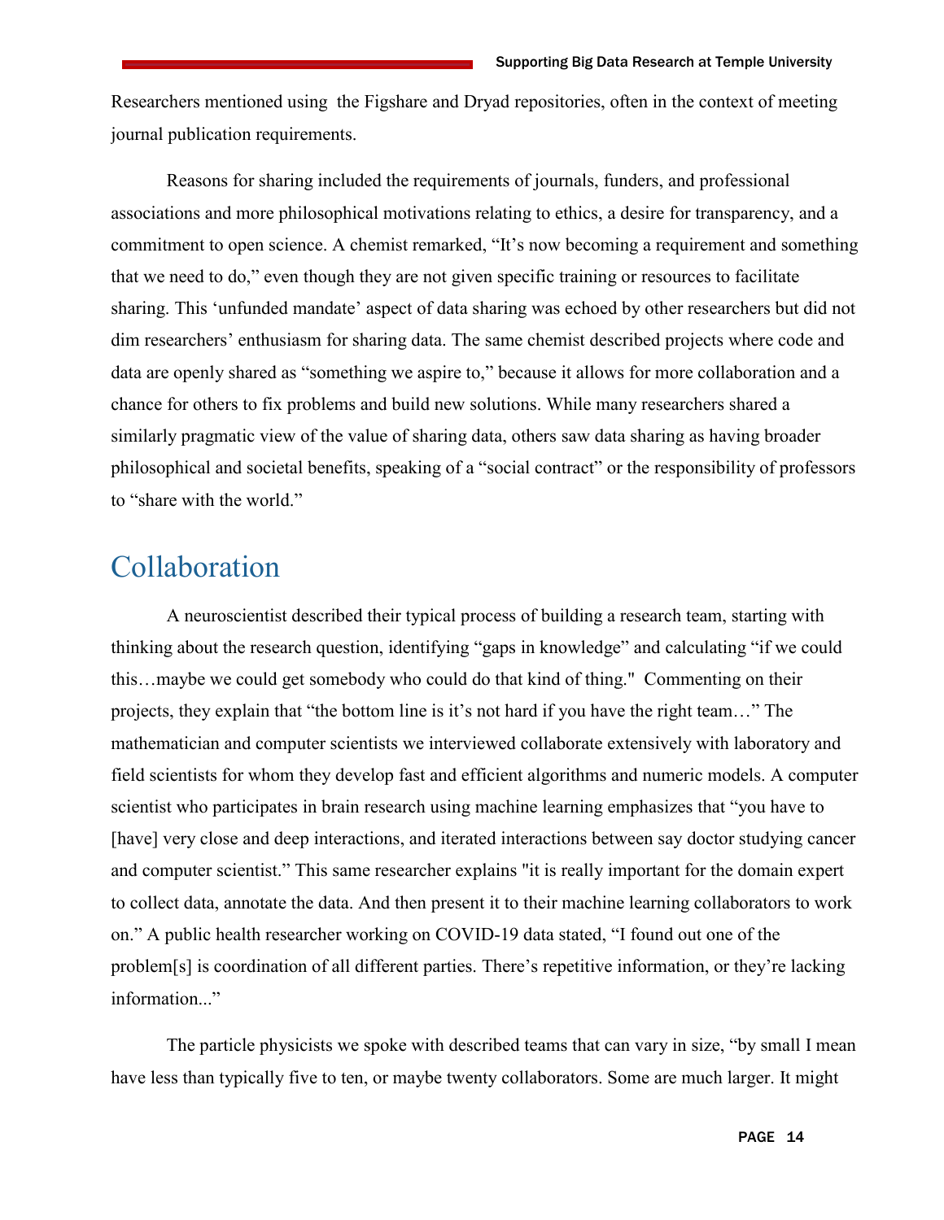Researchers mentioned using  the Figshare and Dryad repositories, often in the context of meeting journal publication requirements.

Reasons for sharing included the requirements of journals, funders, and professional associations and more philosophical motivations relating to ethics, a desire for transparency, and a commitment to open science. A chemist remarked, “It’s now becoming a requirement and something that we need to do,” even though they are not given specific training or resources to facilitate sharing. This ‘unfunded mandate’ aspect of data sharing was echoed by other researchers but did not dim researchers’ enthusiasm for sharing data. The same chemist described projects where code and data are openly shared as “something we aspire to,” because it allows for more collaboration and a chance for others to fix problems and build new solutions. While many researchers shared a similarly pragmatic view of the value of sharing data, others saw data sharing as having broader philosophical and societal benefits, speaking of a “social contract” or the responsibility of professors to “share with the world.”

# Collaboration

A neuroscientist described their typical process of building a research team, starting with thinking about the research question, identifying “gaps in knowledge” and calculating “if we could this…maybe we could get somebody who could do that kind of thing."  Commenting on their projects, they explain that “the bottom line is it’s not hard if you have the right team…” The mathematician and computer scientists we interviewed collaborate extensively with laboratory and field scientists for whom they develop fast and efficient algorithms and numeric models. A computer scientist who participates in brain research using machine learning emphasizes that “you have to [have] very close and deep interactions, and iterated interactions between say doctor studying cancer and computer scientist.” This same researcher explains "it is really important for the domain expert to collect data, annotate the data. And then present it to their machine learning collaborators to work on.” A public health researcher working on COVID-19 data stated, “I found out one of the problem[s] is coordination of all different parties. There’s repetitive information, or they’re lacking information...”

The particle physicists we spoke with described teams that can vary in size, “by small I mean have less than typically five to ten, or maybe twenty collaborators. Some are much larger. It might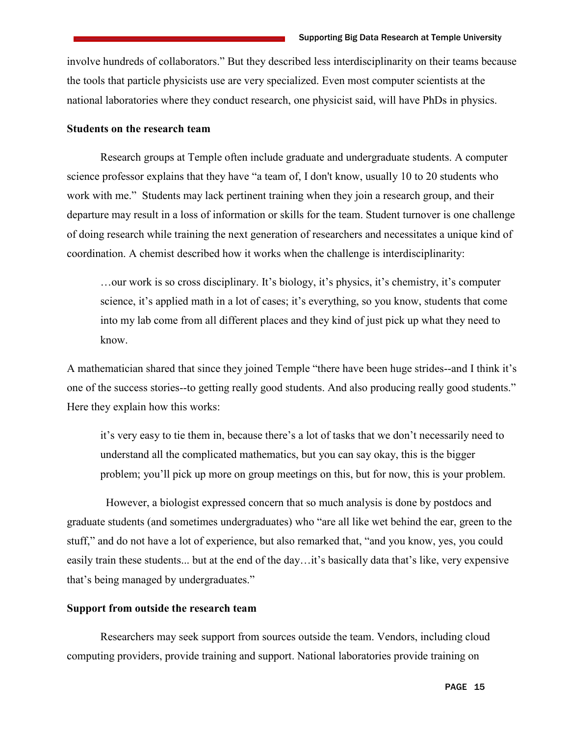involve hundreds of collaborators." But they described less interdisciplinarity on their teams because the tools that particle physicists use are very specialized. Even most computer scientists at the national laboratories where they conduct research, one physicist said, will have PhDs in physics.

**Students on the research team**

Research groups at Temple often include graduate and undergraduate students. A computer science professor explains that they have "a team of, I don't know, usually 10 to 20 students who work with me." Students may lack pertinent training when they join a research group, and their departure may result in a loss of information or skills for the team. Student turnover is one challenge of doing research while training the next generation of researchers and necessitates a unique kind of coordination. A chemist described how it works when the challenge is interdisciplinarity:

> …our work is so cross disciplinary. It's biology, it's physics, it's chemistry, it's computer science, it's applied math in a lot of cases; it's everything, so you know, students that come into my lab come from all different places and they kind of just pick up what they need to know.

A mathematician shared that since they joined Temple "there have been huge strides--and I think it's one of the success stories--to getting really good students. And also producing really good students." Here they explain how this works:

> it's very easy to tie them in, because there's a lot of tasks that we don't necessarily need to understand all the complicated mathematics, but you can say okay, this is the bigger problem; you'll pick up more on group meetings on this, but for now, this is your problem.

However, a biologist expressed concern that so much analysis is done by postdocs and graduate students (and sometimes undergraduates) who "are all like wet behind the ear, green to the stuff," and do not have a lot of experience, but also remarked that, "and you know, yes, you could easily train these students... but at the end of the day…it's basically data that's like, very expensive that's being managed by undergraduates."

**Support from outside the research team**

Researchers may seek support from sources outside the team. Vendors, including cloud computing providers, provide training and support. National laboratories provide training on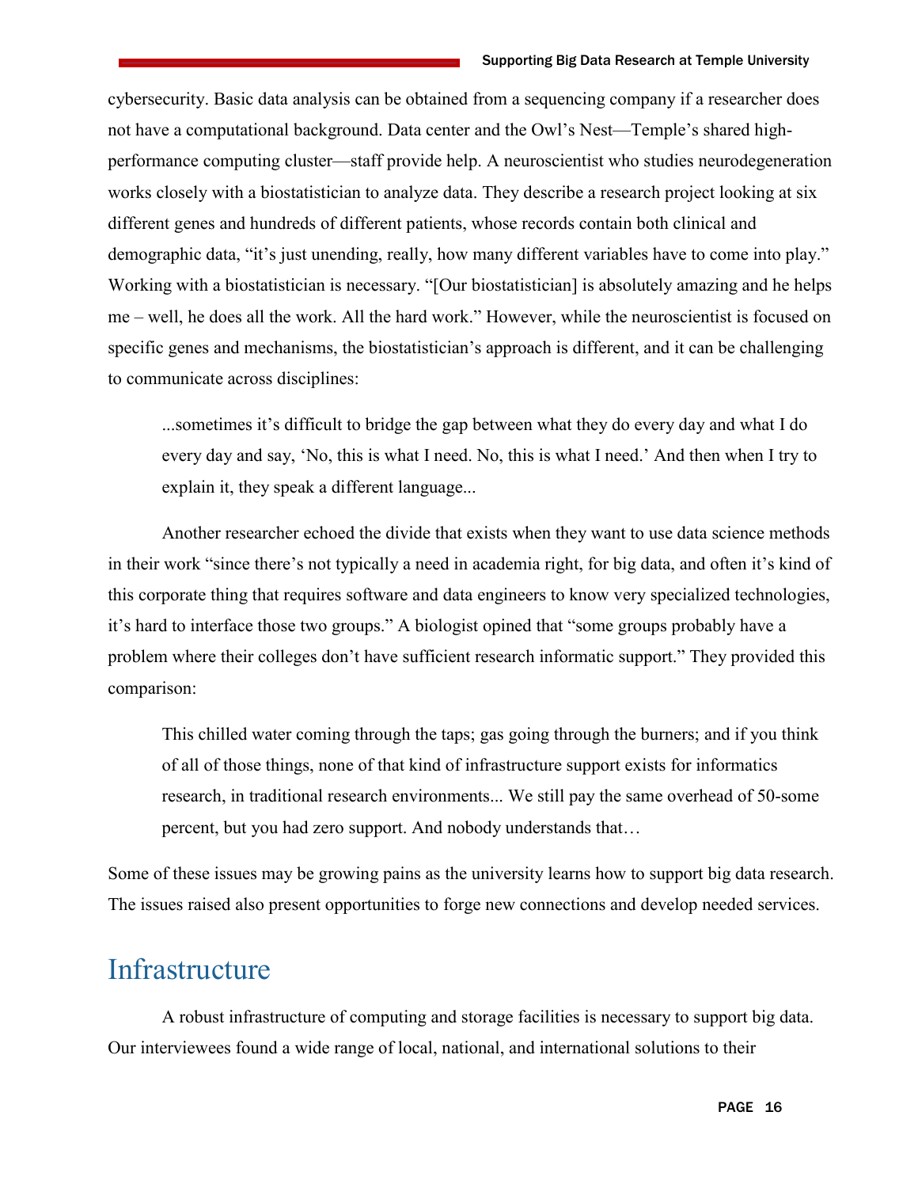cybersecurity. Basic data analysis can be obtained from a sequencing company if a researcher does not have a computational background. Data center and the Owl's Nest—Temple's shared high-performance computing cluster—staff provide help. A neuroscientist who studies neurodegeneration works closely with a biostatistician to analyze data. They describe a research project looking at six different genes and hundreds of different patients, whose records contain both clinical and demographic data, "it's just unending, really, how many different variables have to come into play." Working with a biostatistician is necessary. "[Our biostatistician] is absolutely amazing and he helps me – well, he does all the work. All the hard work." However, while the neuroscientist is focused on specific genes and mechanisms, the biostatistician's approach is different, and it can be challenging to communicate across disciplines:

> ...sometimes it's difficult to bridge the gap between what they do every day and what I do every day and say, 'No, this is what I need. No, this is what I need.' And then when I try to explain it, they speak a different language...

Another researcher echoed the divide that exists when they want to use data science methods in their work "since there's not typically a need in academia right, for big data, and often it's kind of this corporate thing that requires software and data engineers to know very specialized technologies, it's hard to interface those two groups." A biologist opined that "some groups probably have a problem where their colleges don't have sufficient research informatic support." They provided this comparison:

> This chilled water coming through the taps; gas going through the burners; and if you think of all of those things, none of that kind of infrastructure support exists for informatics research, in traditional research environments... We still pay the same overhead of 50-some percent, but you had zero support. And nobody understands that…

Some of these issues may be growing pains as the university learns how to support big data research. The issues raised also present opportunities to forge new connections and develop needed services.

# Infrastructure

A robust infrastructure of computing and storage facilities is necessary to support big data. Our interviewees found a wide range of local, national, and international solutions to their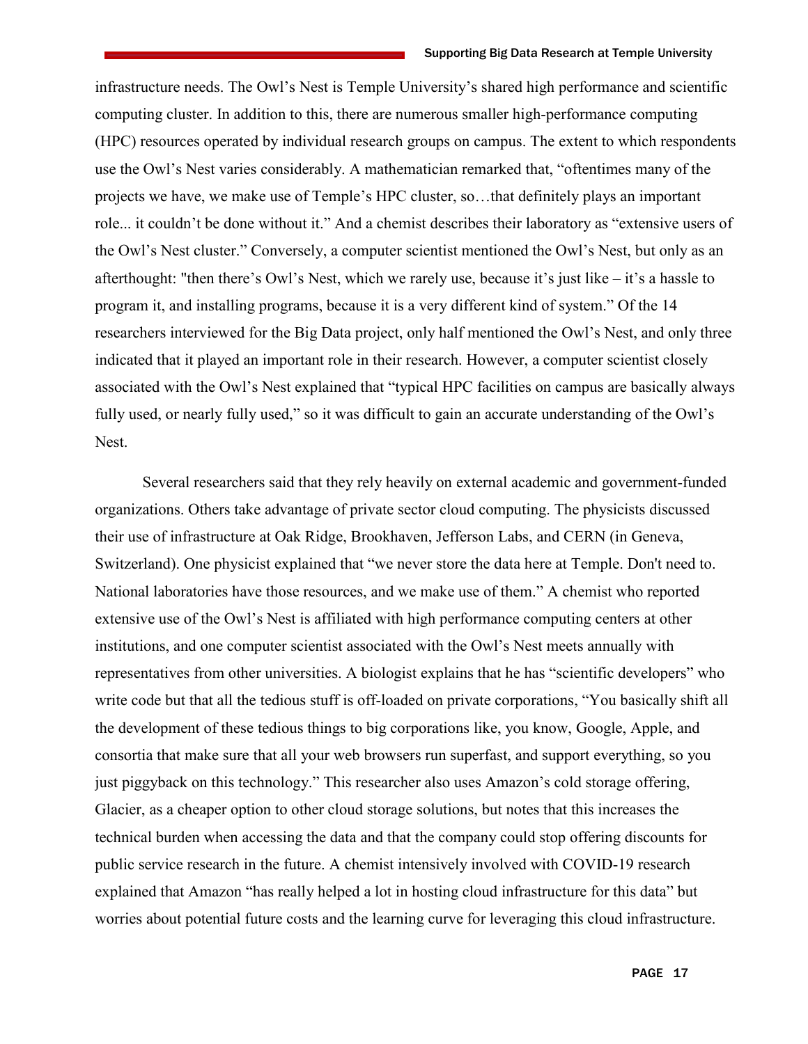infrastructure needs. The Owl's Nest is Temple University's shared high performance and scientific computing cluster. In addition to this, there are numerous smaller high-performance computing (HPC) resources operated by individual research groups on campus. The extent to which respondents use the Owl's Nest varies considerably. A mathematician remarked that, "oftentimes many of the projects we have, we make use of Temple's HPC cluster, so…that definitely plays an important role... it couldn't be done without it." And a chemist describes their laboratory as "extensive users of the Owl's Nest cluster." Conversely, a computer scientist mentioned the Owl's Nest, but only as an afterthought: "then there's Owl's Nest, which we rarely use, because it's just like – it's a hassle to program it, and installing programs, because it is a very different kind of system." Of the 14 researchers interviewed for the Big Data project, only half mentioned the Owl's Nest, and only three indicated that it played an important role in their research. However, a computer scientist closely associated with the Owl's Nest explained that "typical HPC facilities on campus are basically always fully used, or nearly fully used," so it was difficult to gain an accurate understanding of the Owl's Nest.

Several researchers said that they rely heavily on external academic and government-funded organizations. Others take advantage of private sector cloud computing. The physicists discussed their use of infrastructure at Oak Ridge, Brookhaven, Jefferson Labs, and CERN (in Geneva, Switzerland). One physicist explained that "we never store the data here at Temple. Don't need to. National laboratories have those resources, and we make use of them." A chemist who reported extensive use of the Owl's Nest is affiliated with high performance computing centers at other institutions, and one computer scientist associated with the Owl's Nest meets annually with representatives from other universities. A biologist explains that he has "scientific developers" who write code but that all the tedious stuff is off-loaded on private corporations, "You basically shift all the development of these tedious things to big corporations like, you know, Google, Apple, and consortia that make sure that all your web browsers run superfast, and support everything, so you just piggyback on this technology." This researcher also uses Amazon's cold storage offering, Glacier, as a cheaper option to other cloud storage solutions, but notes that this increases the technical burden when accessing the data and that the company could stop offering discounts for public service research in the future. A chemist intensively involved with COVID-19 research explained that Amazon "has really helped a lot in hosting cloud infrastructure for this data" but worries about potential future costs and the learning curve for leveraging this cloud infrastructure.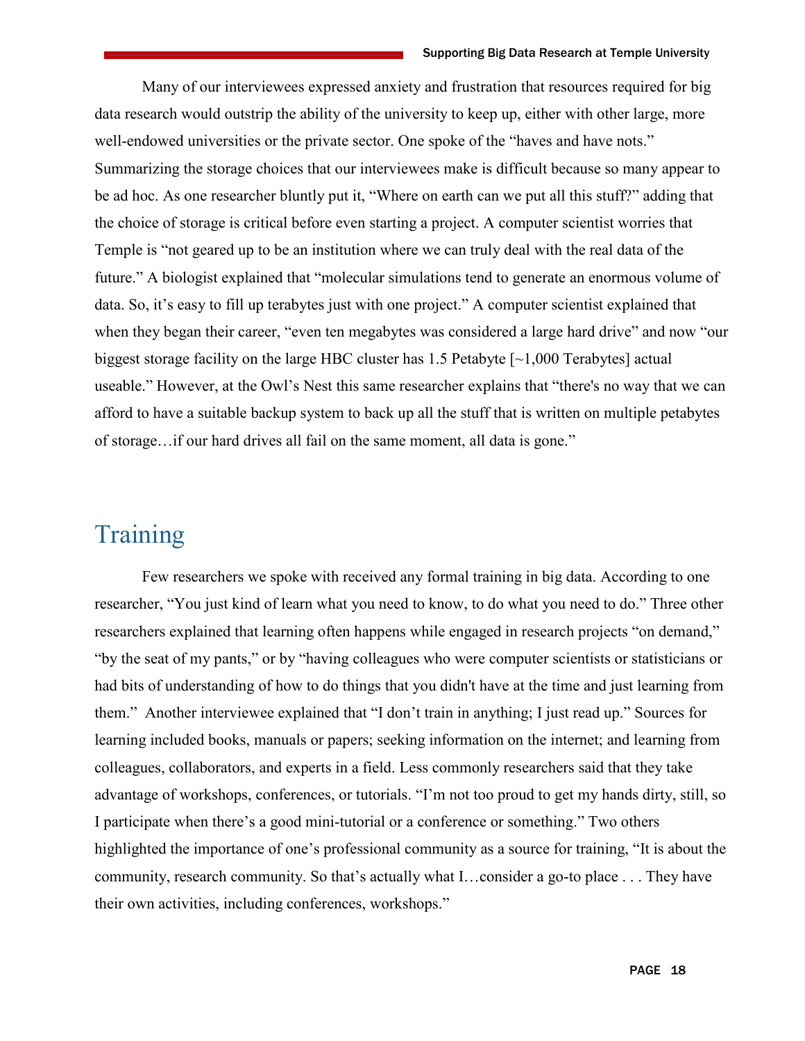Many of our interviewees expressed anxiety and frustration that resources required for big data research would outstrip the ability of the university to keep up, either with other large, more well-endowed universities or the private sector. One spoke of the "haves and have nots." Summarizing the storage choices that our interviewees make is difficult because so many appear to be ad hoc. As one researcher bluntly put it, "Where on earth can we put all this stuff?" adding that the choice of storage is critical before even starting a project. A computer scientist worries that Temple is "not geared up to be an institution where we can truly deal with the real data of the future." A biologist explained that "molecular simulations tend to generate an enormous volume of data. So, it's easy to fill up terabytes just with one project." A computer scientist explained that when they began their career, "even ten megabytes was considered a large hard drive" and now "our biggest storage facility on the large HBC cluster has 1.5 Petabyte [~1,000 Terabytes] actual useable." However, at the Owl's Nest this same researcher explains that "there's no way that we can afford to have a suitable backup system to back up all the stuff that is written on multiple petabytes of storage…if our hard drives all fail on the same moment, all data is gone."

# Training

Few researchers we spoke with received any formal training in big data. According to one researcher, "You just kind of learn what you need to know, to do what you need to do." Three other researchers explained that learning often happens while engaged in research projects "on demand," "by the seat of my pants," or by "having colleagues who were computer scientists or statisticians or had bits of understanding of how to do things that you didn't have at the time and just learning from them." Another interviewee explained that "I don't train in anything; I just read up." Sources for learning included books, manuals or papers; seeking information on the internet; and learning from colleagues, collaborators, and experts in a field. Less commonly researchers said that they take advantage of workshops, conferences, or tutorials. "I'm not too proud to get my hands dirty, still, so I participate when there's a good mini-tutorial or a conference or something." Two others highlighted the importance of one's professional community as a source for training, "It is about the community, research community. So that's actually what I…consider a go-to place . . . They have their own activities, including conferences, workshops."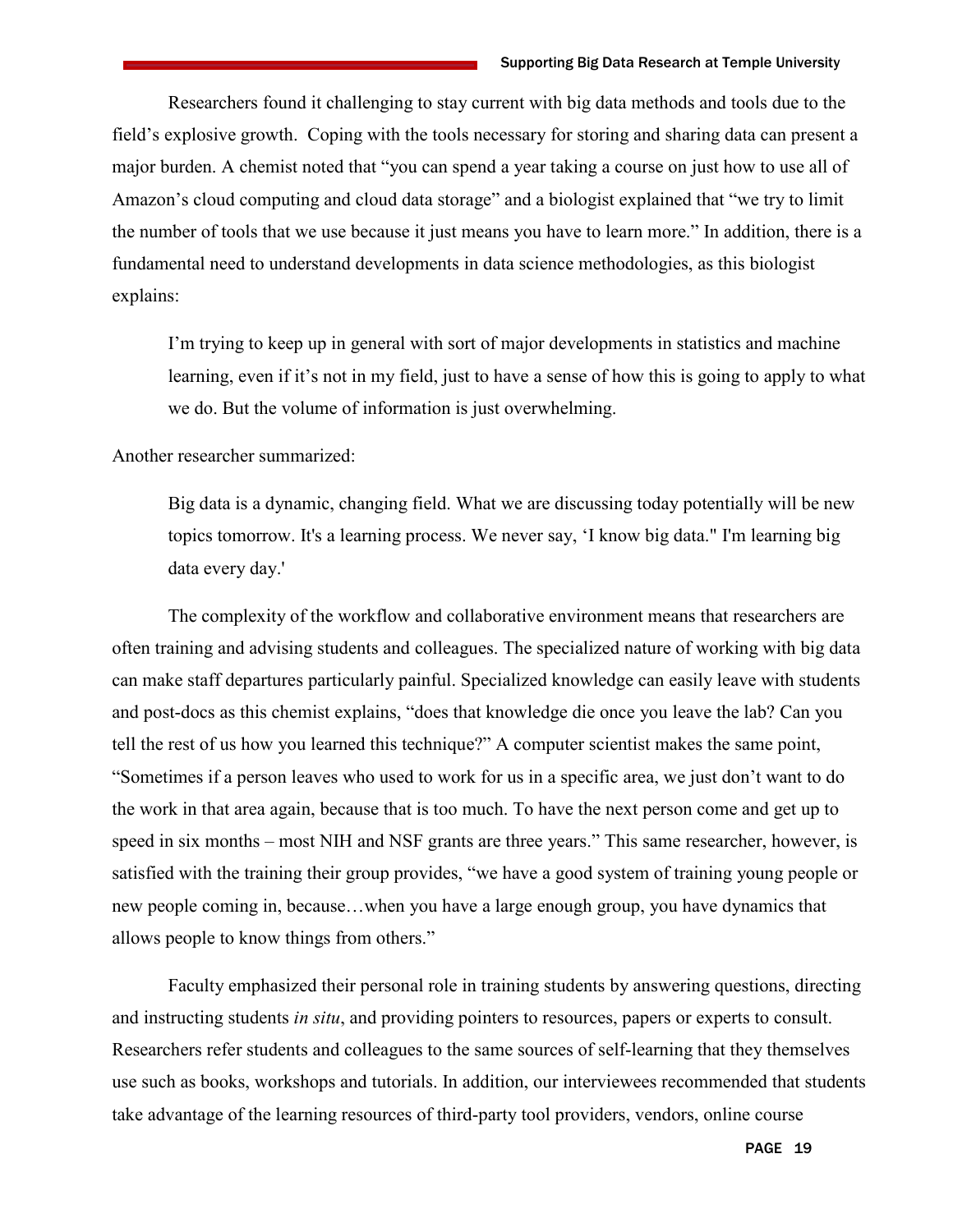Researchers found it challenging to stay current with big data methods and tools due to the field's explosive growth. Coping with the tools necessary for storing and sharing data can present a major burden. A chemist noted that "you can spend a year taking a course on just how to use all of Amazon's cloud computing and cloud data storage" and a biologist explained that "we try to limit the number of tools that we use because it just means you have to learn more." In addition, there is a fundamental need to understand developments in data science methodologies, as this biologist explains:

> I'm trying to keep up in general with sort of major developments in statistics and machine learning, even if it's not in my field, just to have a sense of how this is going to apply to what we do. But the volume of information is just overwhelming.

Another researcher summarized:

> Big data is a dynamic, changing field. What we are discussing today potentially will be new topics tomorrow. It's a learning process. We never say, 'I know big data." I'm learning big data every day.'

The complexity of the workflow and collaborative environment means that researchers are often training and advising students and colleagues. The specialized nature of working with big data can make staff departures particularly painful. Specialized knowledge can easily leave with students and post-docs as this chemist explains, "does that knowledge die once you leave the lab? Can you tell the rest of us how you learned this technique?" A computer scientist makes the same point, "Sometimes if a person leaves who used to work for us in a specific area, we just don't want to do the work in that area again, because that is too much. To have the next person come and get up to speed in six months – most NIH and NSF grants are three years." This same researcher, however, is satisfied with the training their group provides, "we have a good system of training young people or new people coming in, because…when you have a large enough group, you have dynamics that allows people to know things from others."

Faculty emphasized their personal role in training students by answering questions, directing and instructing students *in situ*, and providing pointers to resources, papers or experts to consult. Researchers refer students and colleagues to the same sources of self-learning that they themselves use such as books, workshops and tutorials. In addition, our interviewees recommended that students take advantage of the learning resources of third-party tool providers, vendors, online course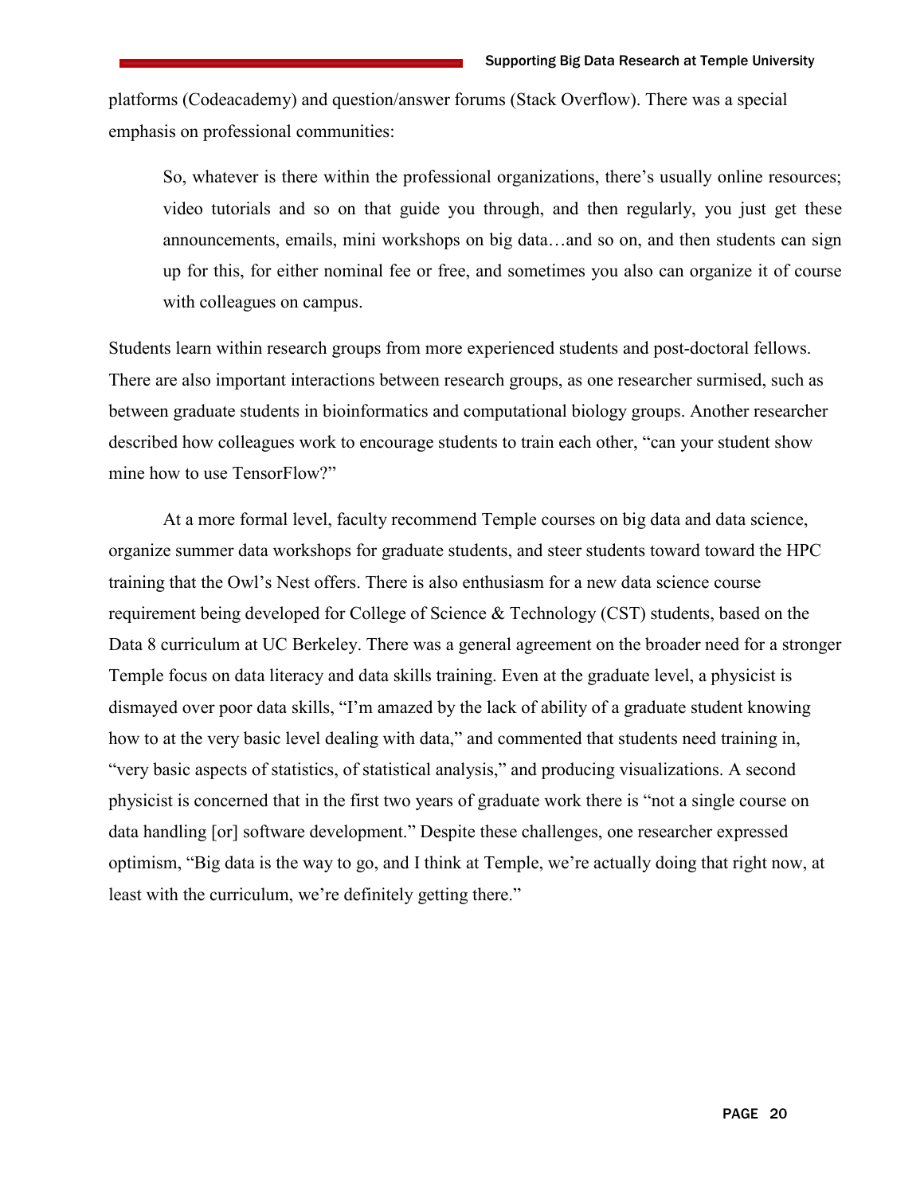platforms (Codeacademy) and question/answer forums (Stack Overflow). There was a special emphasis on professional communities:

> So, whatever is there within the professional organizations, there's usually online resources; video tutorials and so on that guide you through, and then regularly, you just get these announcements, emails, mini workshops on big data…and so on, and then students can sign up for this, for either nominal fee or free, and sometimes you also can organize it of course with colleagues on campus.

Students learn within research groups from more experienced students and post-doctoral fellows. There are also important interactions between research groups, as one researcher surmised, such as between graduate students in bioinformatics and computational biology groups. Another researcher described how colleagues work to encourage students to train each other, "can your student show mine how to use TensorFlow?"

At a more formal level, faculty recommend Temple courses on big data and data science, organize summer data workshops for graduate students, and steer students toward toward the HPC training that the Owl's Nest offers. There is also enthusiasm for a new data science course requirement being developed for College of Science & Technology (CST) students, based on the Data 8 curriculum at UC Berkeley. There was a general agreement on the broader need for a stronger Temple focus on data literacy and data skills training. Even at the graduate level, a physicist is dismayed over poor data skills, "I'm amazed by the lack of ability of a graduate student knowing how to at the very basic level dealing with data," and commented that students need training in, "very basic aspects of statistics, of statistical analysis," and producing visualizations. A second physicist is concerned that in the first two years of graduate work there is "not a single course on data handling [or] software development." Despite these challenges, one researcher expressed optimism, "Big data is the way to go, and I think at Temple, we're actually doing that right now, at least with the curriculum, we're definitely getting there."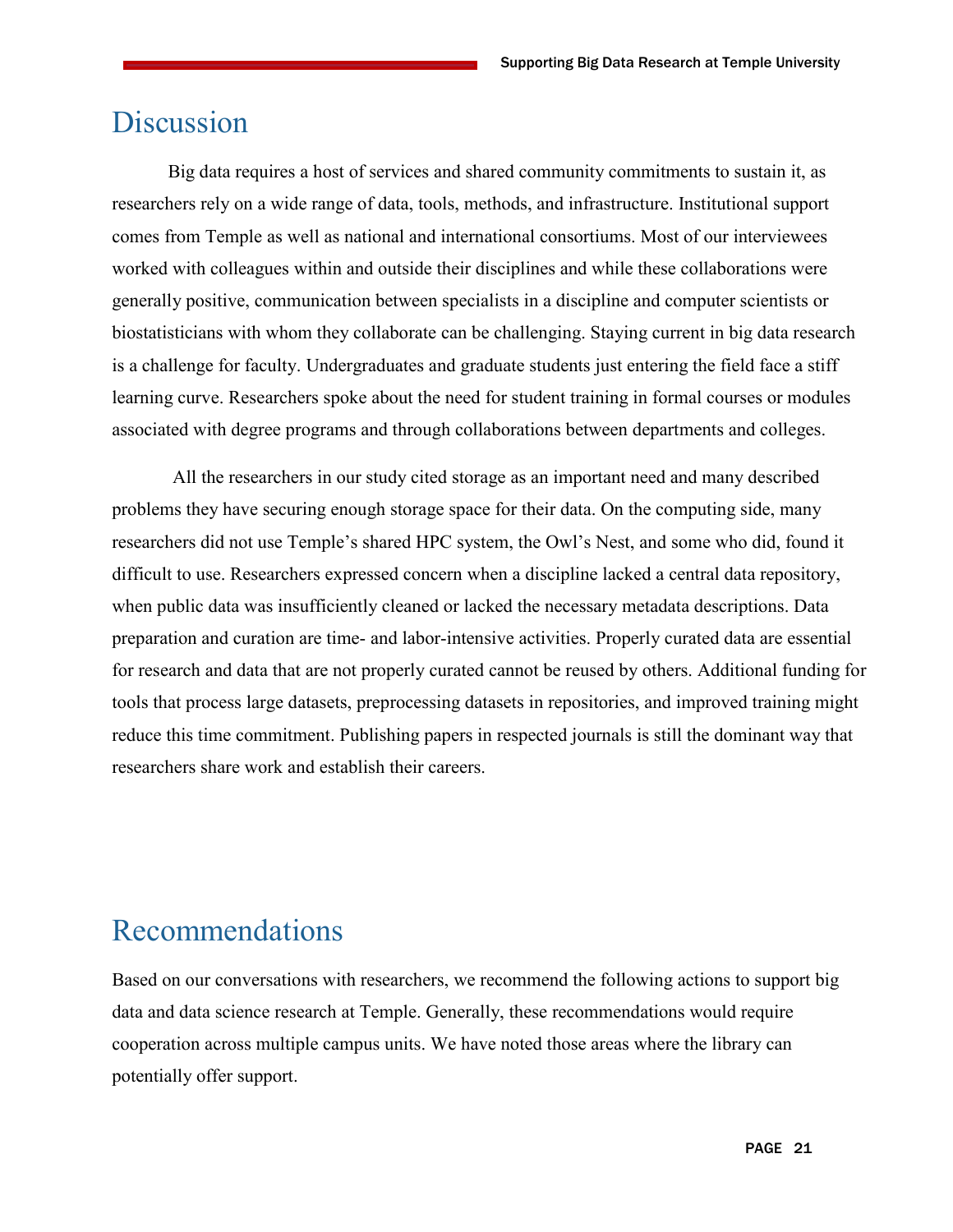# Discussion

Big data requires a host of services and shared community commitments to sustain it, as researchers rely on a wide range of data, tools, methods, and infrastructure. Institutional support comes from Temple as well as national and international consortiums. Most of our interviewees worked with colleagues within and outside their disciplines and while these collaborations were generally positive, communication between specialists in a discipline and computer scientists or biostatisticians with whom they collaborate can be challenging. Staying current in big data research is a challenge for faculty. Undergraduates and graduate students just entering the field face a stiff learning curve. Researchers spoke about the need for student training in formal courses or modules associated with degree programs and through collaborations between departments and colleges.

All the researchers in our study cited storage as an important need and many described problems they have securing enough storage space for their data. On the computing side, many researchers did not use Temple's shared HPC system, the Owl's Nest, and some who did, found it difficult to use. Researchers expressed concern when a discipline lacked a central data repository, when public data was insufficiently cleaned or lacked the necessary metadata descriptions. Data preparation and curation are time- and labor-intensive activities. Properly curated data are essential for research and data that are not properly curated cannot be reused by others. Additional funding for tools that process large datasets, preprocessing datasets in repositories, and improved training might reduce this time commitment. Publishing papers in respected journals is still the dominant way that researchers share work and establish their careers.

# Recommendations

Based on our conversations with researchers, we recommend the following actions to support big data and data science research at Temple. Generally, these recommendations would require cooperation across multiple campus units. We have noted those areas where the library can potentially offer support.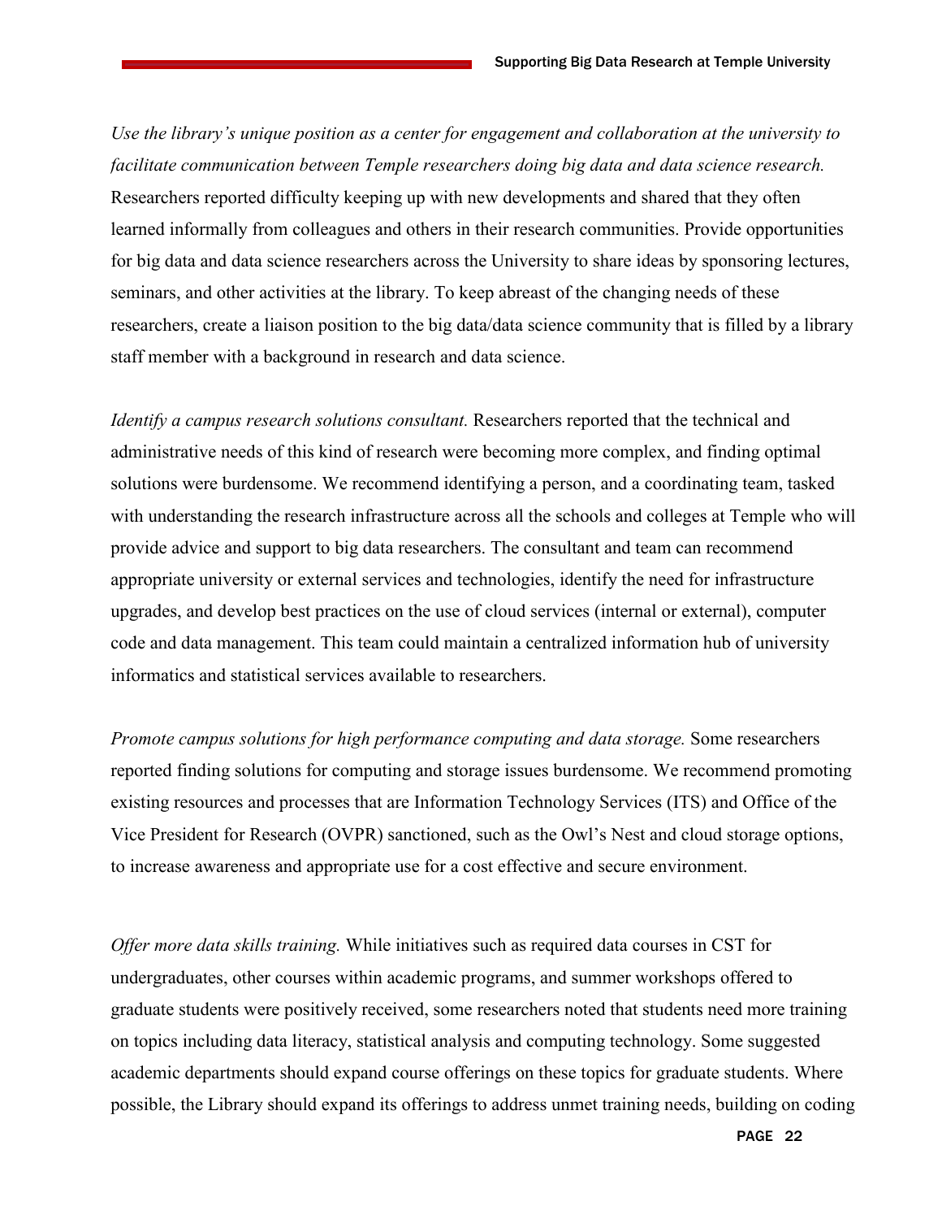*Use the library's unique position as a center for engagement and collaboration at the university to facilitate communication between Temple researchers doing big data and data science research.* Researchers reported difficulty keeping up with new developments and shared that they often learned informally from colleagues and others in their research communities. Provide opportunities for big data and data science researchers across the University to share ideas by sponsoring lectures, seminars, and other activities at the library. To keep abreast of the changing needs of these researchers, create a liaison position to the big data/data science community that is filled by a library staff member with a background in research and data science.

*Identify a campus research solutions consultant.* Researchers reported that the technical and administrative needs of this kind of research were becoming more complex, and finding optimal solutions were burdensome. We recommend identifying a person, and a coordinating team, tasked with understanding the research infrastructure across all the schools and colleges at Temple who will provide advice and support to big data researchers. The consultant and team can recommend appropriate university or external services and technologies, identify the need for infrastructure upgrades, and develop best practices on the use of cloud services (internal or external), computer code and data management. This team could maintain a centralized information hub of university informatics and statistical services available to researchers.

*Promote campus solutions for high performance computing and data storage.* Some researchers reported finding solutions for computing and storage issues burdensome. We recommend promoting existing resources and processes that are Information Technology Services (ITS) and Office of the Vice President for Research (OVPR) sanctioned, such as the Owl's Nest and cloud storage options, to increase awareness and appropriate use for a cost effective and secure environment.

*Offer more data skills training.* While initiatives such as required data courses in CST for undergraduates, other courses within academic programs, and summer workshops offered to graduate students were positively received, some researchers noted that students need more training on topics including data literacy, statistical analysis and computing technology. Some suggested academic departments should expand course offerings on these topics for graduate students. Where possible, the Library should expand its offerings to address unmet training needs, building on coding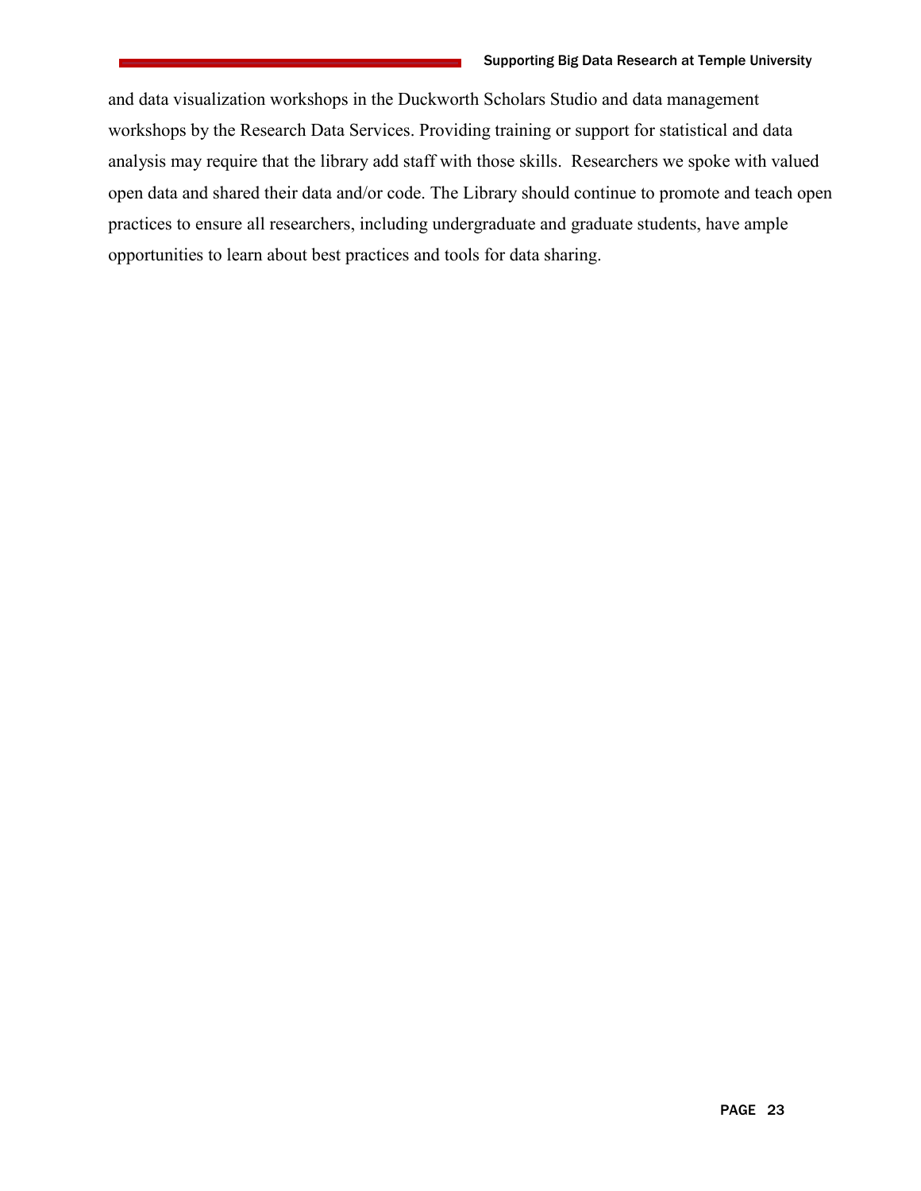and data visualization workshops in the Duckworth Scholars Studio and data management workshops by the Research Data Services. Providing training or support for statistical and data analysis may require that the library add staff with those skills. Researchers we spoke with valued open data and shared their data and/or code. The Library should continue to promote and teach open practices to ensure all researchers, including undergraduate and graduate students, have ample opportunities to learn about best practices and tools for data sharing.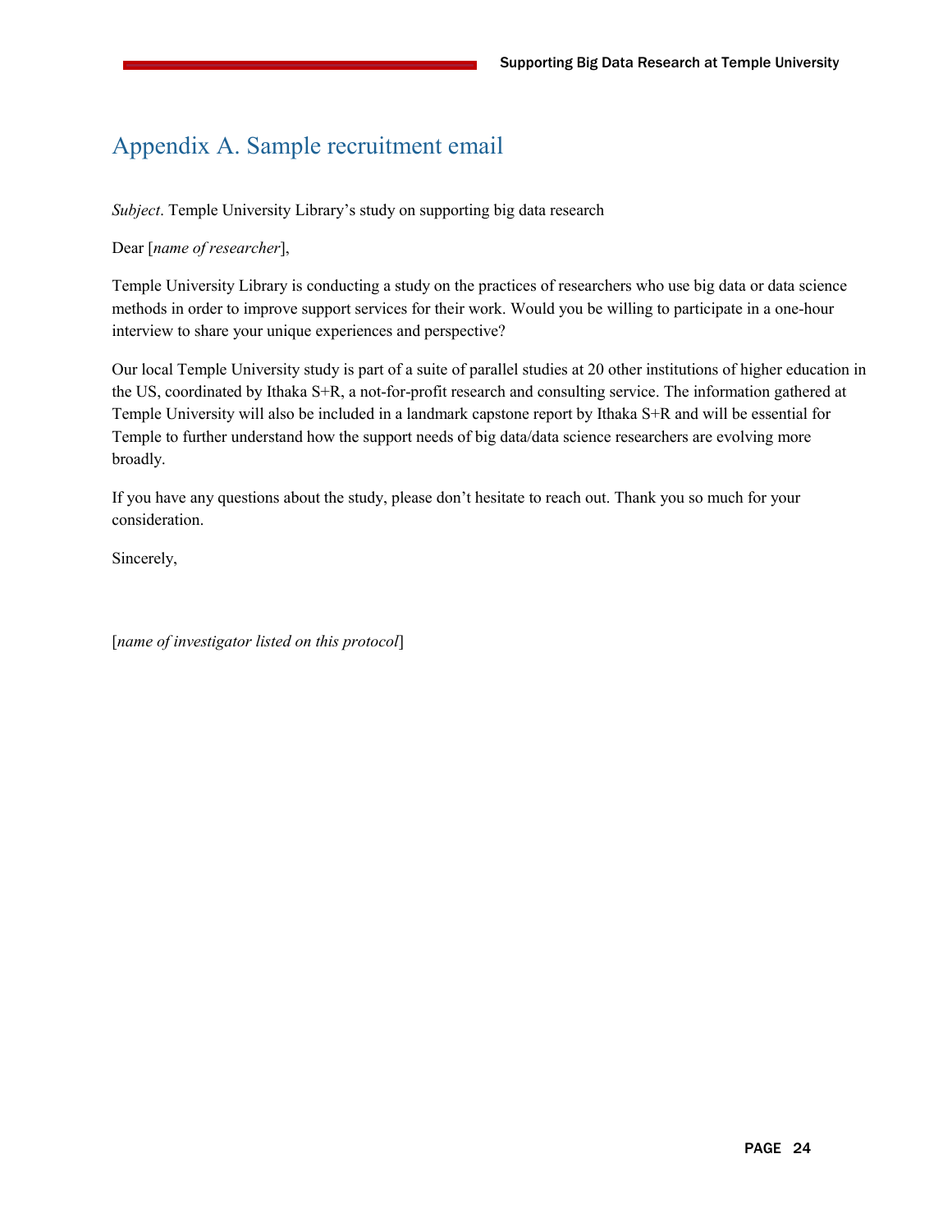# Appendix A. Sample recruitment email

*Subject*. Temple University Library's study on supporting big data research

Dear [*name of researcher*],

Temple University Library is conducting a study on the practices of researchers who use big data or data science methods in order to improve support services for their work. Would you be willing to participate in a one-hour interview to share your unique experiences and perspective?

Our local Temple University study is part of a suite of parallel studies at 20 other institutions of higher education in the US, coordinated by Ithaka S+R, a not-for-profit research and consulting service. The information gathered at Temple University will also be included in a landmark capstone report by Ithaka S+R and will be essential for Temple to further understand how the support needs of big data/data science researchers are evolving more broadly.

If you have any questions about the study, please don't hesitate to reach out. Thank you so much for your consideration.

Sincerely,

[*name of investigator listed on this protocol*]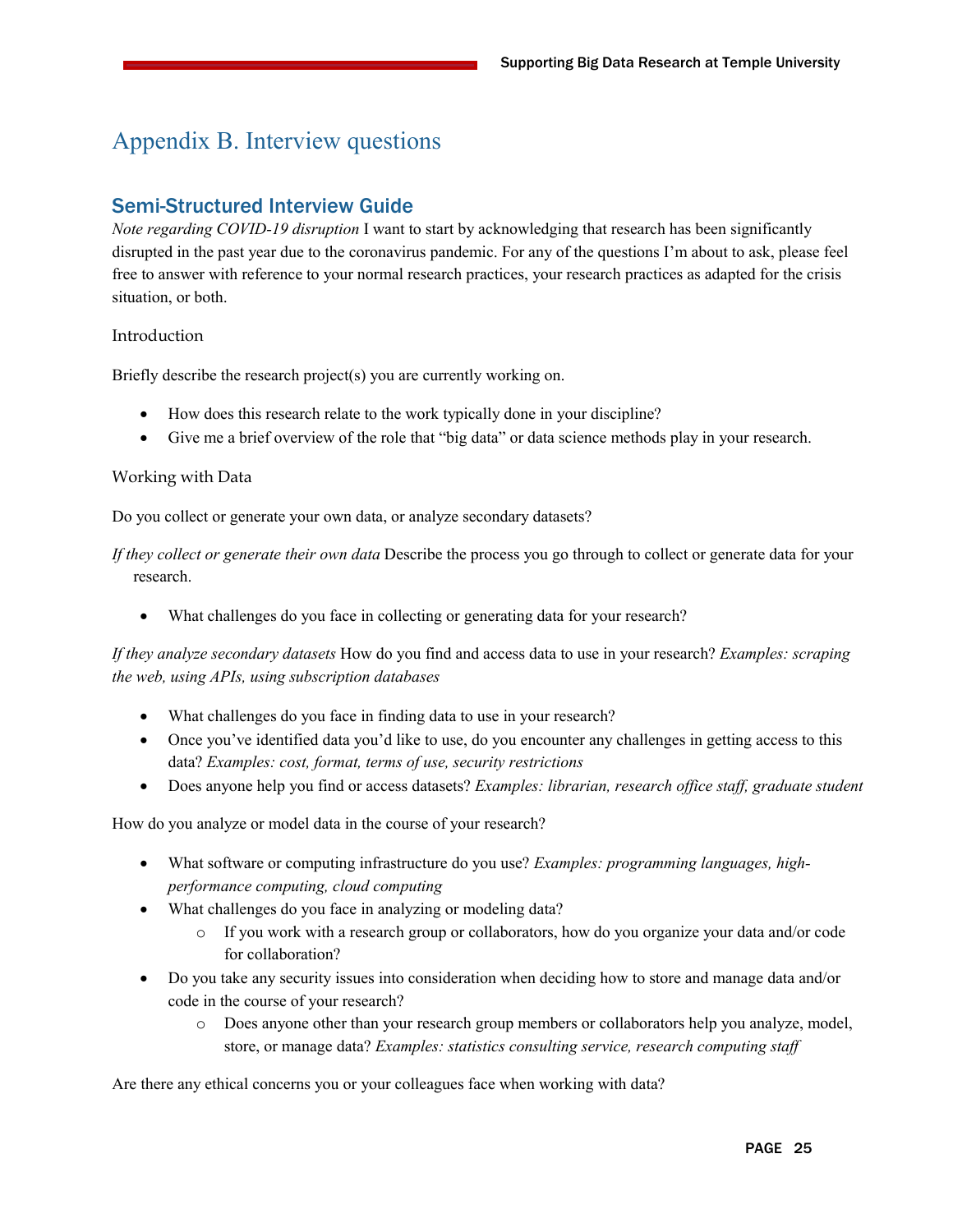# Appendix B. Interview questions

## Semi-Structured Interview Guide

*Note regarding COVID-19 disruption* I want to start by acknowledging that research has been significantly disrupted in the past year due to the coronavirus pandemic. For any of the questions I'm about to ask, please feel free to answer with reference to your normal research practices, your research practices as adapted for the crisis situation, or both.

### Introduction

Briefly describe the research project(s) you are currently working on.

- How does this research relate to the work typically done in your discipline?
- Give me a brief overview of the role that "big data" or data science methods play in your research.

### Working with Data

Do you collect or generate your own data, or analyze secondary datasets?

*If they collect or generate their own data* Describe the process you go through to collect or generate data for your research.

- What challenges do you face in collecting or generating data for your research?

*If they analyze secondary datasets* How do you find and access data to use in your research? *Examples: scraping the web, using APIs, using subscription databases*

- What challenges do you face in finding data to use in your research?
- Once you've identified data you'd like to use, do you encounter any challenges in getting access to this data? *Examples: cost, format, terms of use, security restrictions*
- Does anyone help you find or access datasets? *Examples: librarian, research office staff, graduate student*

How do you analyze or model data in the course of your research?

- What software or computing infrastructure do you use? *Examples: programming languages, high-performance computing, cloud computing*
- What challenges do you face in analyzing or modeling data?
  - If you work with a research group or collaborators, how do you organize your data and/or code for collaboration?
- Do you take any security issues into consideration when deciding how to store and manage data and/or code in the course of your research?
  - Does anyone other than your research group members or collaborators help you analyze, model, store, or manage data? *Examples: statistics consulting service, research computing staff*

Are there any ethical concerns you or your colleagues face when working with data?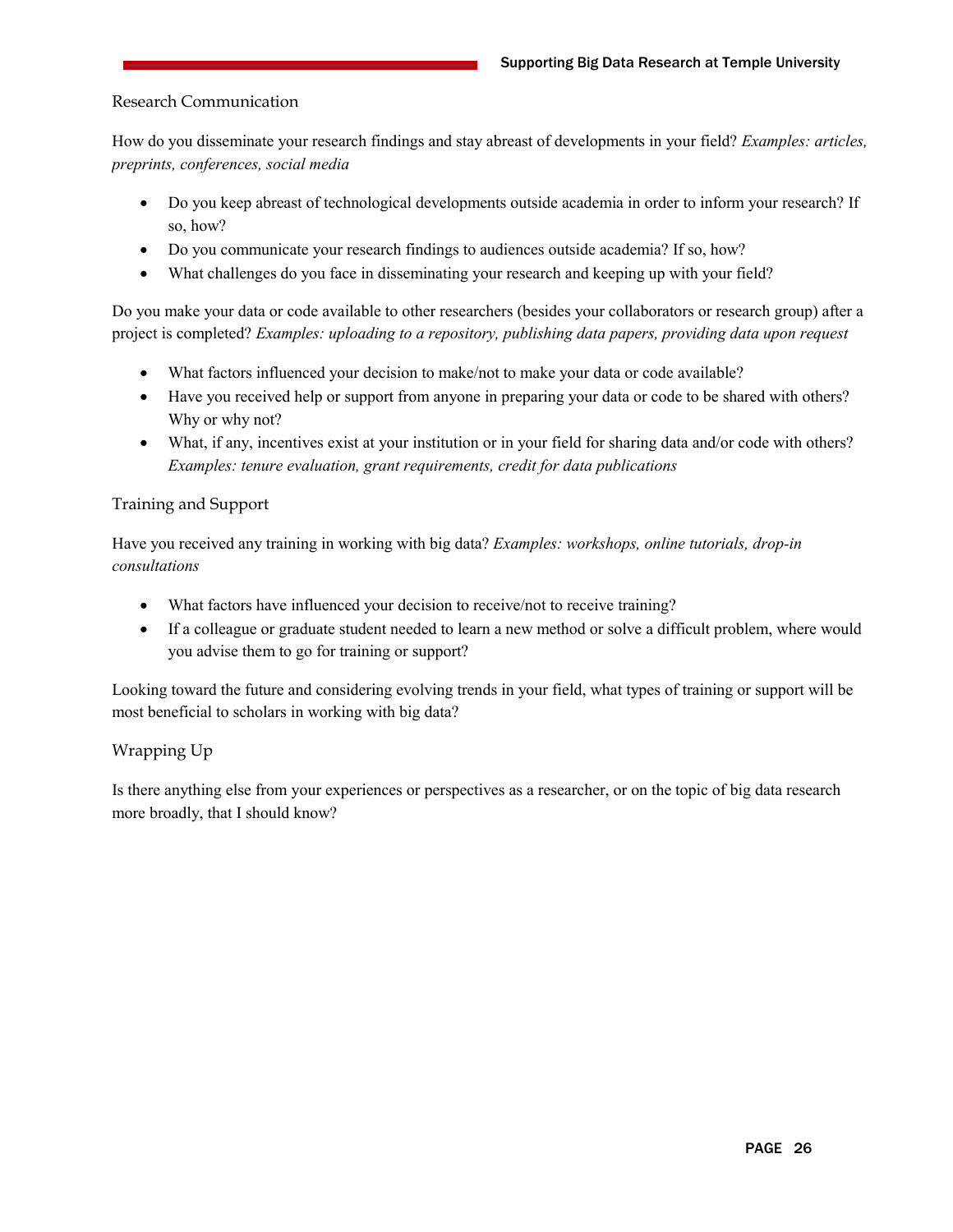### Research Communication

How do you disseminate your research findings and stay abreast of developments in your field? *Examples: articles, preprints, conferences, social media*

- Do you keep abreast of technological developments outside academia in order to inform your research? If so, how?
- Do you communicate your research findings to audiences outside academia? If so, how?
- What challenges do you face in disseminating your research and keeping up with your field?

Do you make your data or code available to other researchers (besides your collaborators or research group) after a project is completed? *Examples: uploading to a repository, publishing data papers, providing data upon request*

- What factors influenced your decision to make/not to make your data or code available?
- Have you received help or support from anyone in preparing your data or code to be shared with others? Why or why not?
- What, if any, incentives exist at your institution or in your field for sharing data and/or code with others? *Examples: tenure evaluation, grant requirements, credit for data publications*

### Training and Support

Have you received any training in working with big data? *Examples: workshops, online tutorials, drop-in consultations*

- What factors have influenced your decision to receive/not to receive training?
- If a colleague or graduate student needed to learn a new method or solve a difficult problem, where would you advise them to go for training or support?

Looking toward the future and considering evolving trends in your field, what types of training or support will be most beneficial to scholars in working with big data?

### Wrapping Up

Is there anything else from your experiences or perspectives as a researcher, or on the topic of big data research more broadly, that I should know?